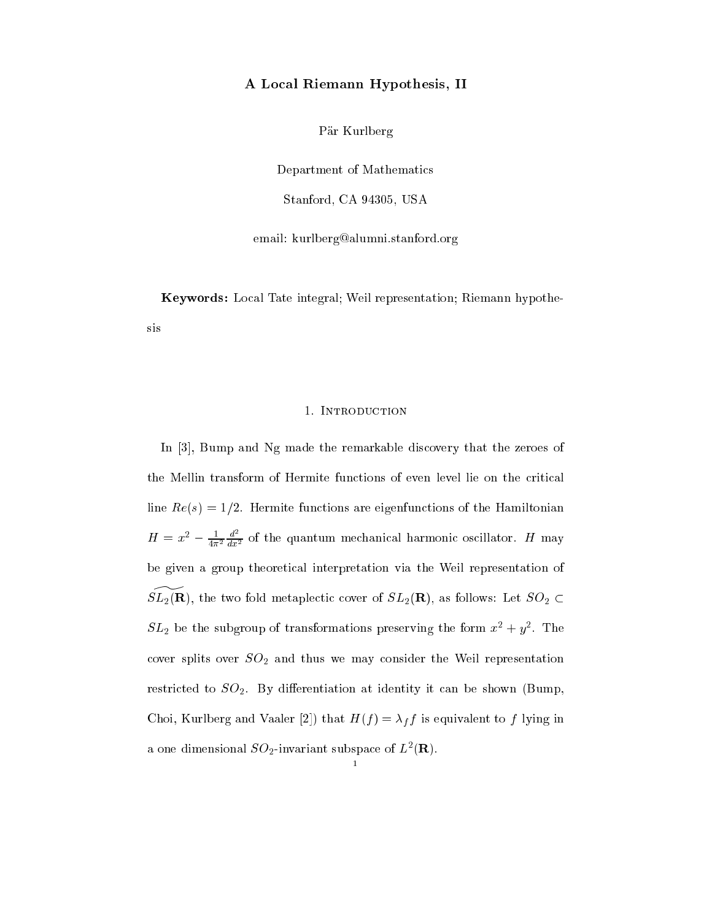# A Local Riemann Hypothesis, II

Pär Kurlberg

Department of Mathematics

Stanford, CA 94305, USA

email: kurlberg@alumni.stanford.org

**Keywords:** Local Tate integral; Weil representation; Riemann hypothesis

## 1. Introduction

In [3], Bump and Ng made the remarkable discovery that the zeroes of the Mellin transform of Hermite functions of even level lie on the critical line $Re(s) = 1/2$. Hermite functions are eigenfunctions of the Hamiltonian $H = x^2 - \frac{1}{4\pi^2}\frac{d^2}{dx^2}$ of the quantum mechanical harmonic oscillator. $H$ may be given a group theoretical interpretation via the Weil representation of $\widetilde{SL_2(\mathbf{R})}$, the two fold metaplectic cover of $SL_2(\mathbf{R})$, as follows: Let $SO_2 \subset SL_2$ be the subgroup of transformations preserving the form $x^2 + y^2$. The cover splits over $SO_2$ and thus we may consider the Weil representation restricted to $SO_2$. By differentiation at identity it can be shown (Bump, Choi, Kurlberg and Vaaler [2]) that $H(f) = \lambda_f f$ is equivalent to $f$ lying in a one dimensional $SO_2$-invariant subspace of $L^2(\mathbf{R})$.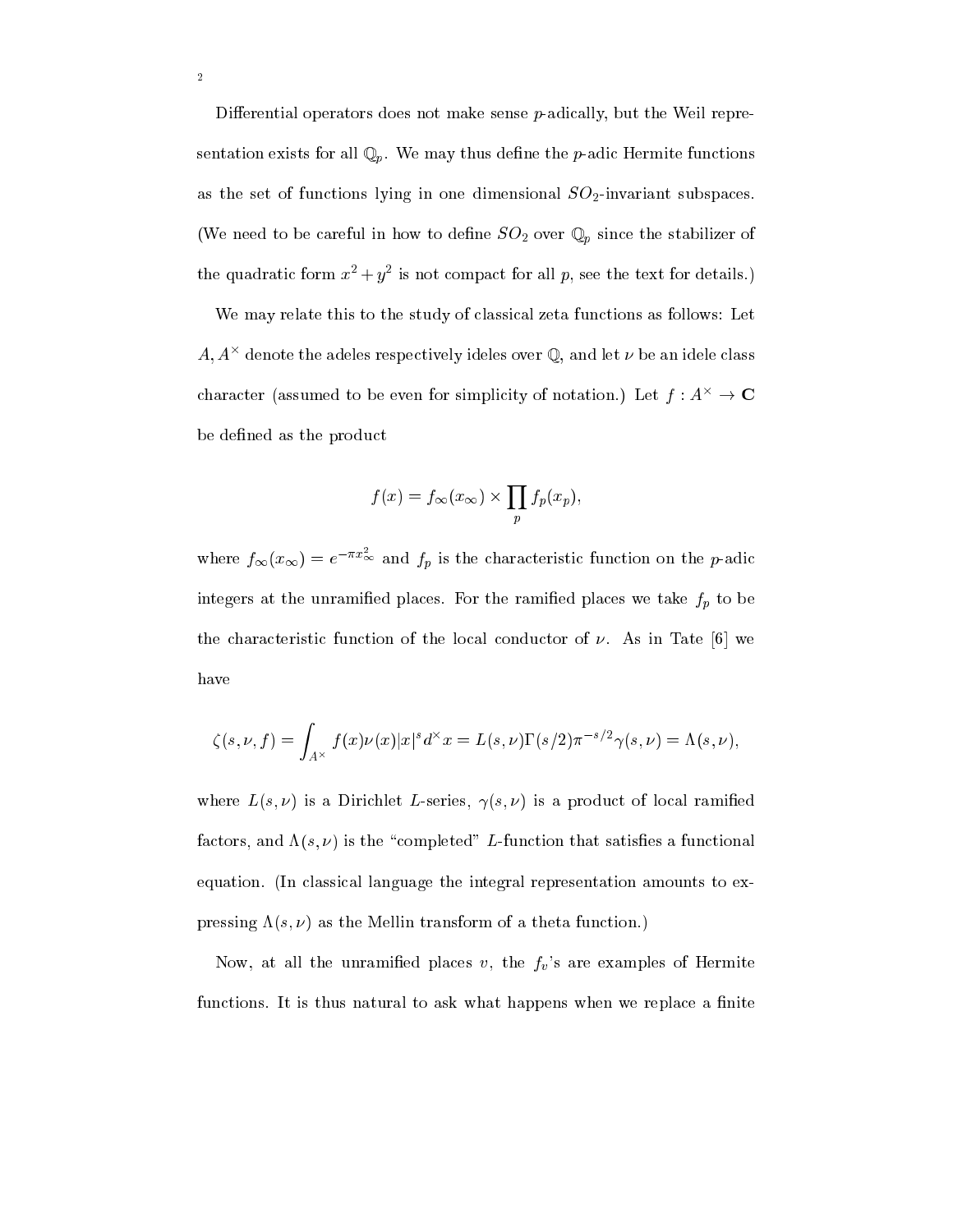Differential operators does not make sense $p$-adically, but the Weil representation exists for all $\mathbb{Q}_p$. We may thus define the $p$-adic Hermite functions as the set of functions lying in one dimensional $SO_2$-invariant subspaces. (We need to be careful in how to define $SO_2$ over $\mathbb{Q}_p$ since the stabilizer of the quadratic form $x^2+y^2$ is not compact for all $p$, see the text for details.)

We may relate this to the study of classical zeta functions as follows: Let $A, A^\times$ denote the adeles respectively ideles over $\mathbb{Q}$, and let $\nu$ be an idele class character (assumed to be even for simplicity of notation.) Let $f : A^\times \to \mathbf{C}$ be defined as the product

$$f(x) = f_\infty(x_\infty) \times \prod_p f_p(x_p),$$

where $f_\infty(x_\infty) = e^{-\pi x_\infty^2}$ and $f_p$ is the characteristic function on the $p$-adic integers at the unramified places. For the ramified places we take $f_p$ to be the characteristic function of the local conductor of $\nu$. As in Tate [6] we have

$$\zeta(s,\nu,f) = \int_{A^\times} f(x)\nu(x)|x|^s d^\times x = L(s,\nu)\Gamma(s/2)\pi^{-s/2}\gamma(s,\nu) = \Lambda(s,\nu),$$

where $L(s,\nu)$ is a Dirichlet $L$-series, $\gamma(s,\nu)$ is a product of local ramified factors, and $\Lambda(s,\nu)$ is the "completed" $L$-function that satisfies a functional equation. (In classical language the integral representation amounts to expressing $\Lambda(s,\nu)$ as the Mellin transform of a theta function.)

Now, at all the unramified places $v$, the $f_v$'s are examples of Hermite functions. It is thus natural to ask what happens when we replace a finite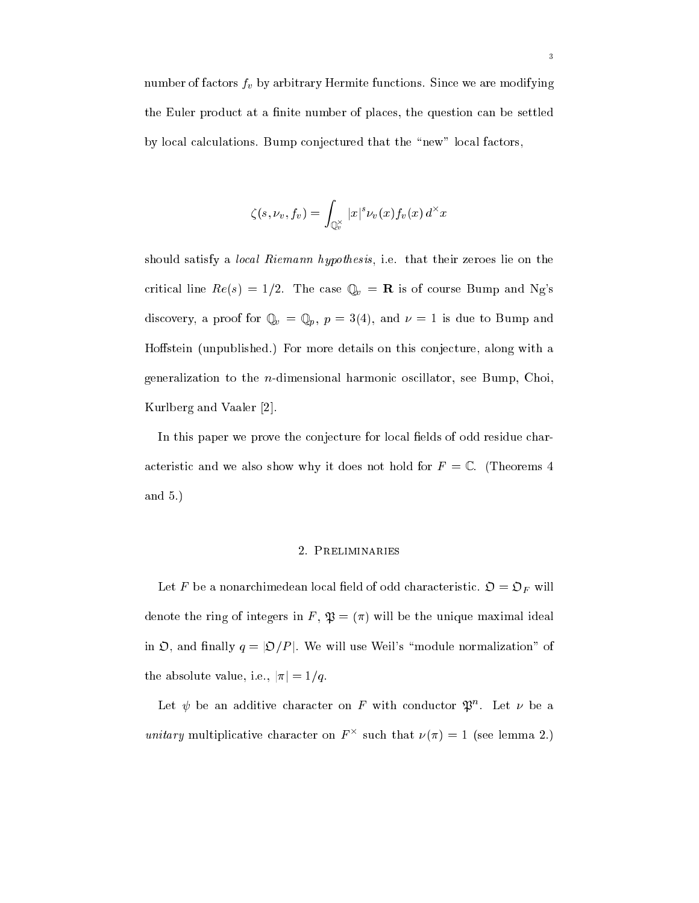number of factors $f_v$ by arbitrary Hermite functions. Since we are modifying the Euler product at a finite number of places, the question can be settled by local calculations. Bump conjectured that the "new" local factors,

$$\zeta(s, \nu_v, f_v) = \int_{\mathbb{Q}_v^\times} |x|^s \nu_v(x) f_v(x) \, d^\times x$$

should satisfy a *local Riemann hypothesis*, i.e. that their zeroes lie on the critical line $Re(s) = 1/2$. The case $\mathbb{Q}_v = \mathbf{R}$ is of course Bump and Ng's discovery, a proof for $\mathbb{Q}_v = \mathbb{Q}_p$, $p = 3(4)$, and $\nu = 1$ is due to Bump and Hoffstein (unpublished.) For more details on this conjecture, along with a generalization to the $n$-dimensional harmonic oscillator, see Bump, Choi, Kurlberg and Vaaler [2].

In this paper we prove the conjecture for local fields of odd residue characteristic and we also show why it does not hold for $F = \mathbb{C}$. (Theorems 4 and 5.)

## 2. Preliminaries

Let $F$ be a nonarchimedean local field of odd characteristic. $\mathfrak{O} = \mathfrak{O}_F$ will denote the ring of integers in $F$, $\mathfrak{P} = (\pi)$ will be the unique maximal ideal in $\mathfrak{O}$, and finally $q = |\mathfrak{O}/P|$. We will use Weil's "module normalization" of the absolute value, i.e., $|\pi| = 1/q$.

Let $\psi$ be an additive character on $F$ with conductor $\mathfrak{P}^n$. Let $\nu$ be a *unitary* multiplicative character on $F^\times$ such that $\nu(\pi) = 1$ (see lemma 2.)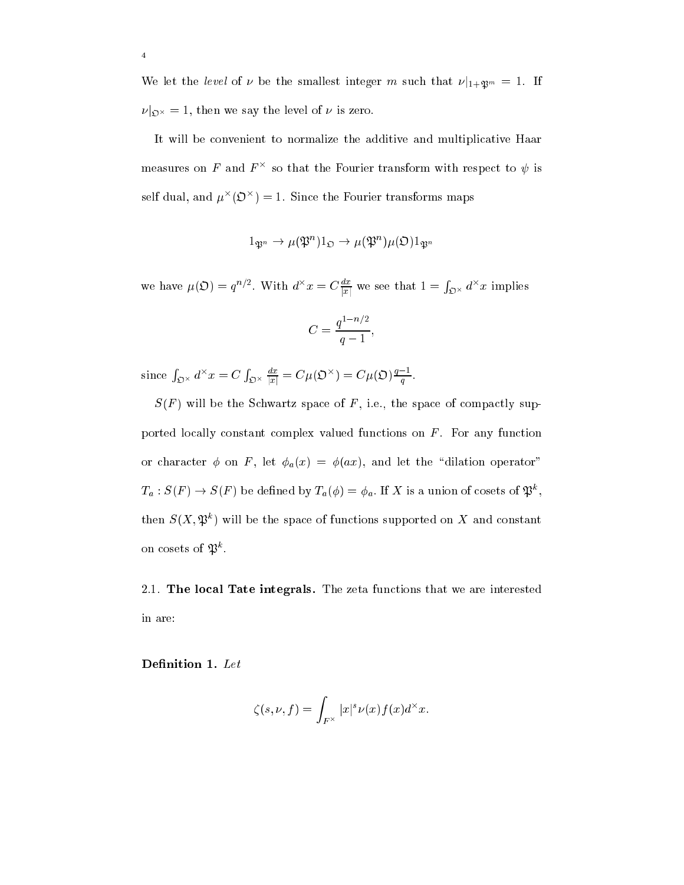We let the *level* of $\nu$ be the smallest integer $m$ such that $\nu|_{1+\mathfrak{P}^m} = 1$. If $\nu|_{\mathfrak{O}^\times} = 1$, then we say the level of $\nu$ is zero.

It will be convenient to normalize the additive and multiplicative Haar measures on $F$ and $F^\times$ so that the Fourier transform with respect to $\psi$ is self dual, and $\mu^\times(\mathfrak{O}^\times) = 1$. Since the Fourier transforms maps

$$1_{\mathfrak{P}^n} \to \mu(\mathfrak{P}^n) 1_{\mathfrak{O}} \to \mu(\mathfrak{P}^n)\mu(\mathfrak{O}) 1_{\mathfrak{P}^n}$$

we have $\mu(\mathfrak{O}) = q^{n/2}$. With $d^\times x = C \frac{dx}{|x|}$ we see that $1 = \int_{\mathfrak{O}^\times} d^\times x$ implies

$$C = \frac{q^{1-n/2}}{q-1},$$

since $\int_{\mathfrak{O}^\times} d^\times x = C \int_{\mathfrak{O}^\times} \frac{dx}{|x|} = C\mu(\mathfrak{O}^\times) = C\mu(\mathfrak{O})\frac{q-1}{q}$.

$S(F)$ will be the Schwartz space of $F$, i.e., the space of compactly supported locally constant complex valued functions on $F$. For any function or character $\phi$ on $F$, let $\phi_a(x) = \phi(ax)$, and let the "dilation operator" $T_a : S(F) \to S(F)$ be defined by $T_a(\phi) = \phi_a$. If $X$ is a union of cosets of $\mathfrak{P}^k$, then $S(X, \mathfrak{P}^k)$ will be the space of functions supported on $X$ and constant on cosets of $\mathfrak{P}^k$.

2.1. **The local Tate integrals.** The zeta functions that we are interested in are:

**Definition 1.** *Let*

$$\zeta(s, \nu, f) = \int_{F^\times} |x|^s \nu(x) f(x) d^\times x.$$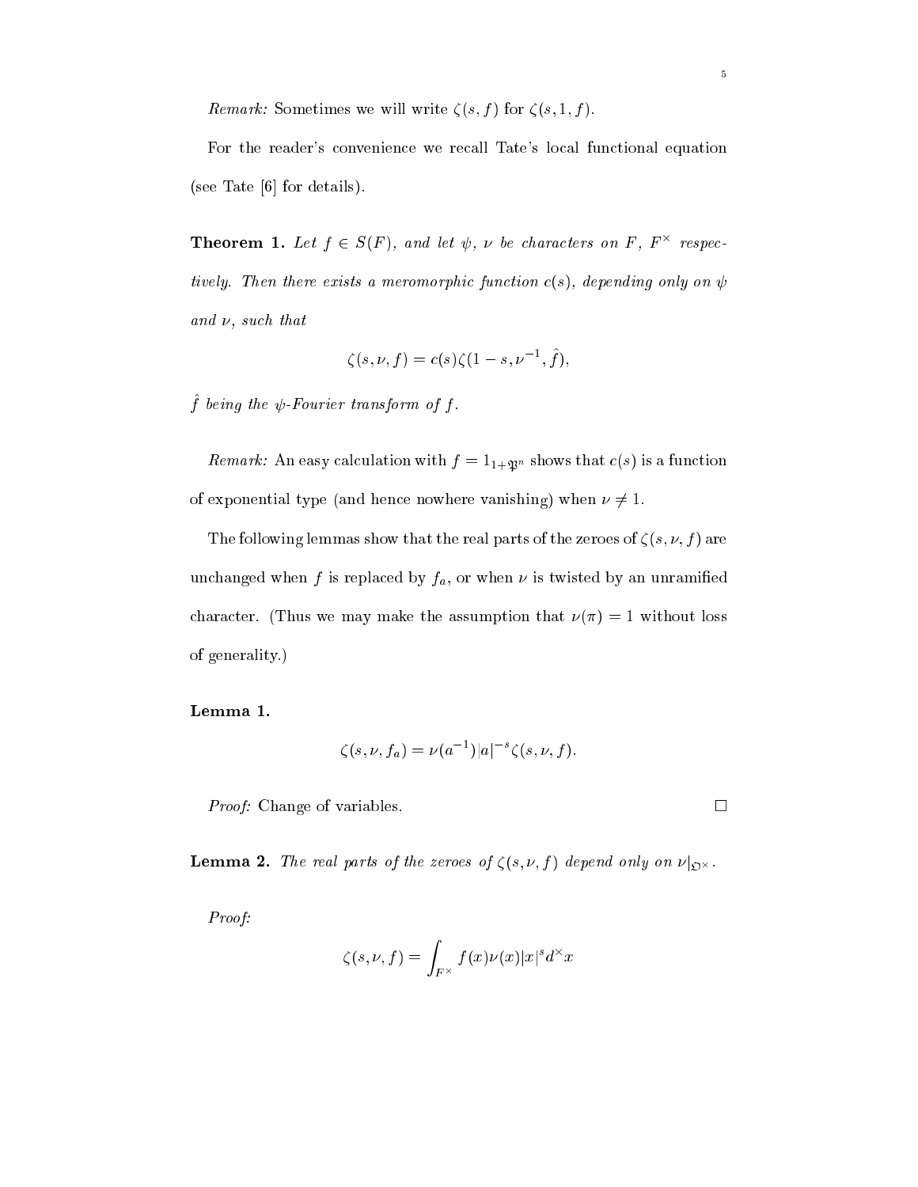*Remark:* Sometimes we will write $\zeta(s, f)$ for $\zeta(s, 1, f)$.

For the reader's convenience we recall Tate's local functional equation (see Tate [6] for details).

**Theorem 1.** *Let $f \in S(F)$, and let $\psi$, $\nu$ be characters on $F$, $F^\times$ respectively. Then there exists a meromorphic function $c(s)$, depending only on $\psi$ and $\nu$, such that*

$$\zeta(s, \nu, f) = c(s)\zeta(1 - s, \nu^{-1}, \hat{f}),$$

*$\hat{f}$ being the $\psi$-Fourier transform of $f$.*

*Remark:* An easy calculation with $f = 1_{1+\mathfrak{P}^n}$ shows that $c(s)$ is a function of exponential type (and hence nowhere vanishing) when $\nu \neq 1$.

The following lemmas show that the real parts of the zeroes of $\zeta(s, \nu, f)$ are unchanged when $f$ is replaced by $f_a$, or when $\nu$ is twisted by an unramified character. (Thus we may make the assumption that $\nu(\pi) = 1$ without loss of generality.)

**Lemma 1.**

$$\zeta(s, \nu, f_a) = \nu(a^{-1})|a|^{-s}\zeta(s, \nu, f).$$

*Proof:* Change of variables. □

**Lemma 2.** *The real parts of the zeroes of $\zeta(s, \nu, f)$ depend only on $\nu|_{\mathfrak{O}^\times}$.*

*Proof:*

$$\zeta(s, \nu, f) = \int_{F^\times} f(x)\nu(x)|x|^s d^\times x$$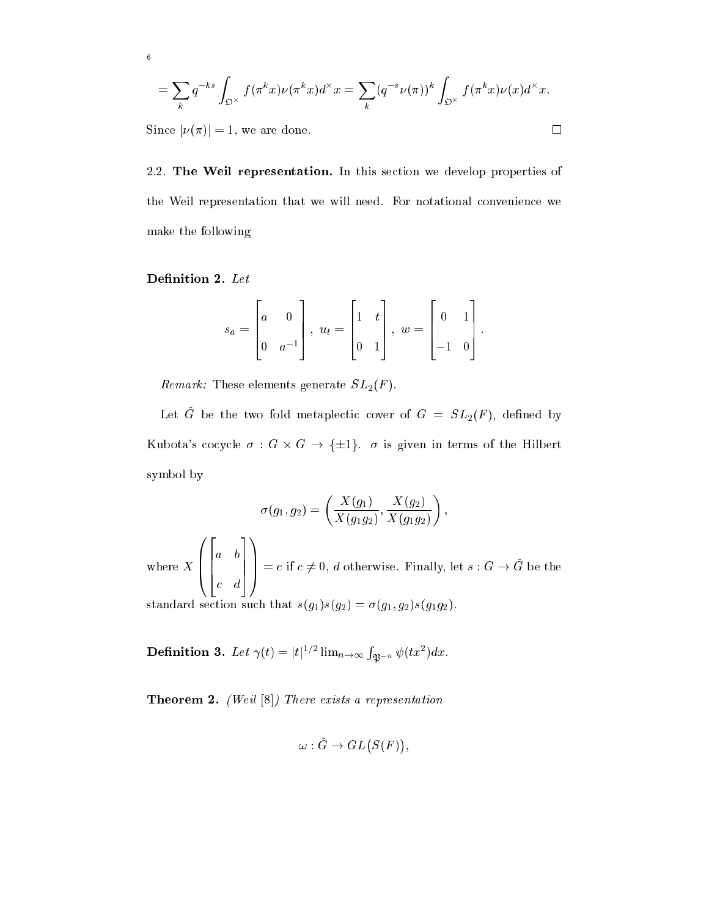$$= \sum_k q^{-ks} \int_{\mathfrak{O}^\times} f(\pi^k x)\nu(\pi^k x) d^\times x = \sum_k (q^{-s}\nu(\pi))^k \int_{\mathfrak{O}^\times} f(\pi^k x)\nu(x) d^\times x.$$

Since $|\nu(\pi)| = 1$, we are done. $\square$

2.2. **The Weil representation.** In this section we develop properties of the Weil representation that we will need. For notational convenience we make the following

**Definition 2.** *Let*

$$s_a = \begin{bmatrix} a & 0 \\ 0 & a^{-1} \end{bmatrix},\ u_t = \begin{bmatrix} 1 & t \\ 0 & 1 \end{bmatrix},\ w = \begin{bmatrix} 0 & 1 \\ -1 & 0 \end{bmatrix}.$$

*Remark:* These elements generate $SL_2(F)$.

Let $\tilde{G}$ be the two fold metaplectic cover of $G = SL_2(F)$, defined by Kubota's cocycle $\sigma : G \times G \to \{\pm 1\}$. $\sigma$ is given in terms of the Hilbert symbol by

$$\sigma(g_1, g_2) = \left( \frac{X(g_1)}{X(g_1 g_2)}, \frac{X(g_2)}{X(g_1 g_2)} \right),$$

where $X\left(\begin{bmatrix} a & b \\ c & d \end{bmatrix}\right) = c$ if $c \neq 0$, $d$ otherwise. Finally, let $s : G \to \tilde{G}$ be the standard section such that $s(g_1)s(g_2) = \sigma(g_1, g_2)s(g_1 g_2)$.

**Definition 3.** *Let* $\gamma(t) = |t|^{1/2} \lim_{n\to\infty} \int_{\mathfrak{P}^{-n}} \psi(tx^2)dx$.

**Theorem 2.** *(Weil [8]) There exists a representation*

$$\omega : \tilde{G} \to GL\big(S(F)\big),$$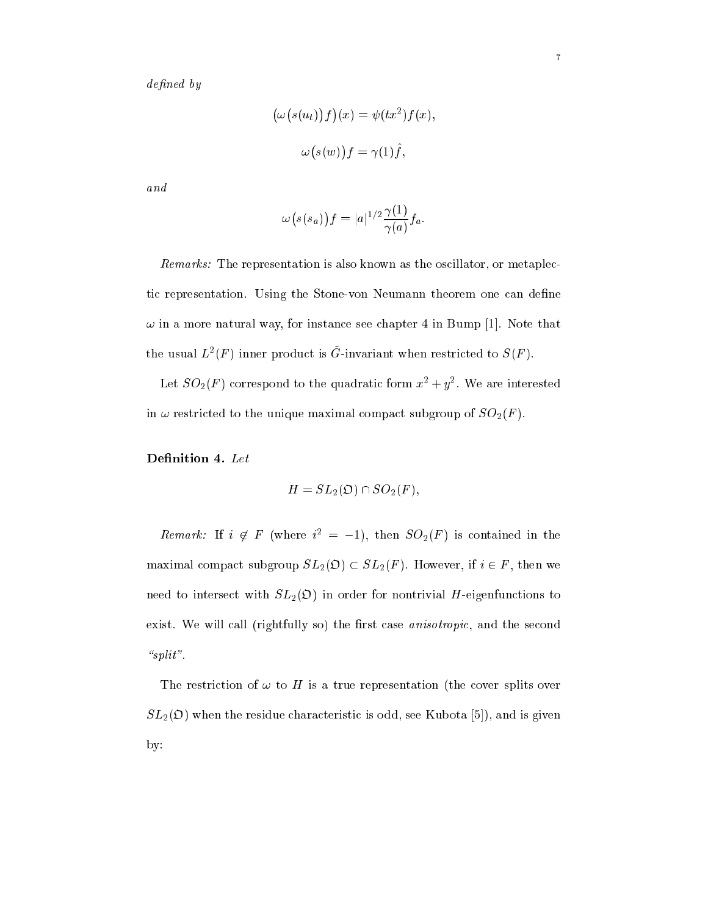*defined by*

$$\big(\omega\big(s(u_t)\big)f\big)(x) = \psi(tx^2)f(x),$$

$$\omega\big(s(w)\big)f = \gamma(1)\hat{f},$$

*and*

$$\omega\big(s(s_a)\big)f = |a|^{1/2}\frac{\gamma(1)}{\gamma(a)}f_a.$$

*Remarks:* The representation is also known as the oscillator, or metaplectic representation. Using the Stone-von Neumann theorem one can define $\omega$ in a more natural way, for instance see chapter 4 in Bump [1]. Note that the usual $L^2(F)$ inner product is $\tilde{G}$-invariant when restricted to $S(F)$.

Let $SO_2(F)$ correspond to the quadratic form $x^2 + y^2$. We are interested in $\omega$ restricted to the unique maximal compact subgroup of $SO_2(F)$.

**Definition 4.** *Let*

$$H = SL_2(\mathfrak{O}) \cap SO_2(F),$$

*Remark:* If $i \notin F$ (where $i^2 = -1$), then $SO_2(F)$ is contained in the maximal compact subgroup $SL_2(\mathfrak{O}) \subset SL_2(F)$. However, if $i \in F$, then we need to intersect with $SL_2(\mathfrak{O})$ in order for nontrivial $H$-eigenfunctions to exist. We will call (rightfully so) the first case *anisotropic*, and the second *"split"*.

The restriction of $\omega$ to $H$ is a true representation (the cover splits over $SL_2(\mathfrak{O})$ when the residue characteristic is odd, see Kubota [5]), and is given by: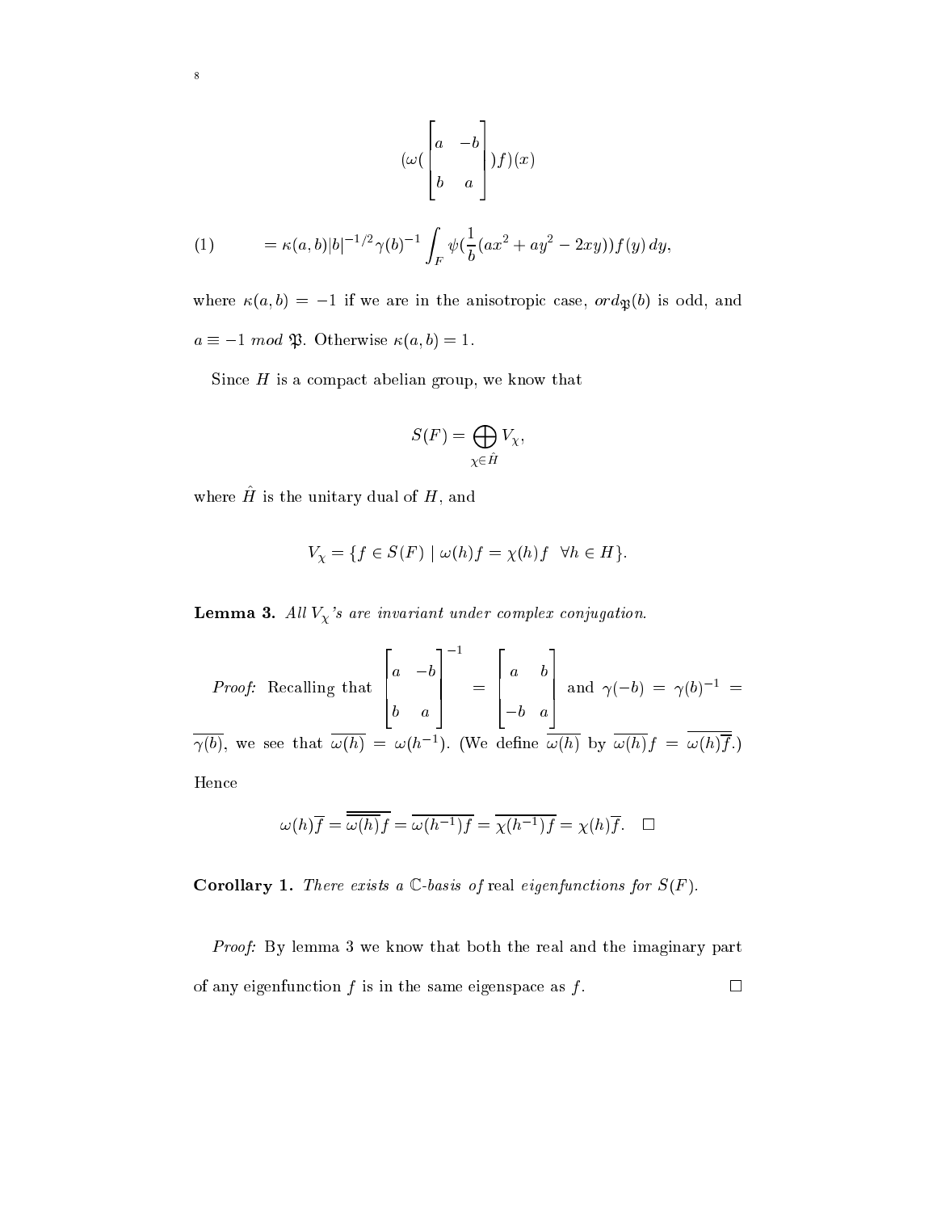$$(\omega(\begin{bmatrix} a & -b \\ b & a \end{bmatrix})f)(x)$$

$$= \kappa(a,b)|b|^{-1/2}\gamma(b)^{-1}\int_F \psi(\frac{1}{b}(ax^2 + ay^2 - 2xy))f(y)\,dy, \tag{1}$$

where $\kappa(a,b) = -1$ if we are in the anisotropic case, $ord_{\mathfrak{P}}(b)$ is odd, and $a \equiv -1 \ mod\ \mathfrak{P}$. Otherwise $\kappa(a,b) = 1$.

Since $H$ is a compact abelian group, we know that

$$S(F) = \bigoplus_{\chi \in \hat{H}} V_\chi,$$

where $\hat{H}$ is the unitary dual of $H$, and

$$V_\chi = \{f \in S(F) \mid \omega(h)f = \chi(h)f \quad \forall h \in H\}.$$

**Lemma 3.** *All $V_\chi$'s are invariant under complex conjugation.*

*Proof:* Recalling that $\begin{bmatrix} a & -b \\ b & a \end{bmatrix}^{-1} = \begin{bmatrix} a & b \\ -b & a \end{bmatrix}$ and $\gamma(-b) = \gamma(b)^{-1} = \overline{\gamma(b)}$, we see that $\overline{\omega(h)} = \omega(h^{-1})$. (We define $\overline{\omega(h)}$ by $\overline{\omega(h)}f = \overline{\omega(h)\overline{f}}$.) Hence

$$\omega(h)\overline{f} = \overline{\overline{\omega(h)}f} = \overline{\omega(h^{-1})f} = \overline{\chi(h^{-1})f} = \chi(h)\overline{f}. \quad \square$$

**Corollary 1.** *There exists a $\mathbb{C}$-basis of* real *eigenfunctions for $S(F)$.*

*Proof:* By lemma 3 we know that both the real and the imaginary part of any eigenfunction $f$ is in the same eigenspace as $f$. $\square$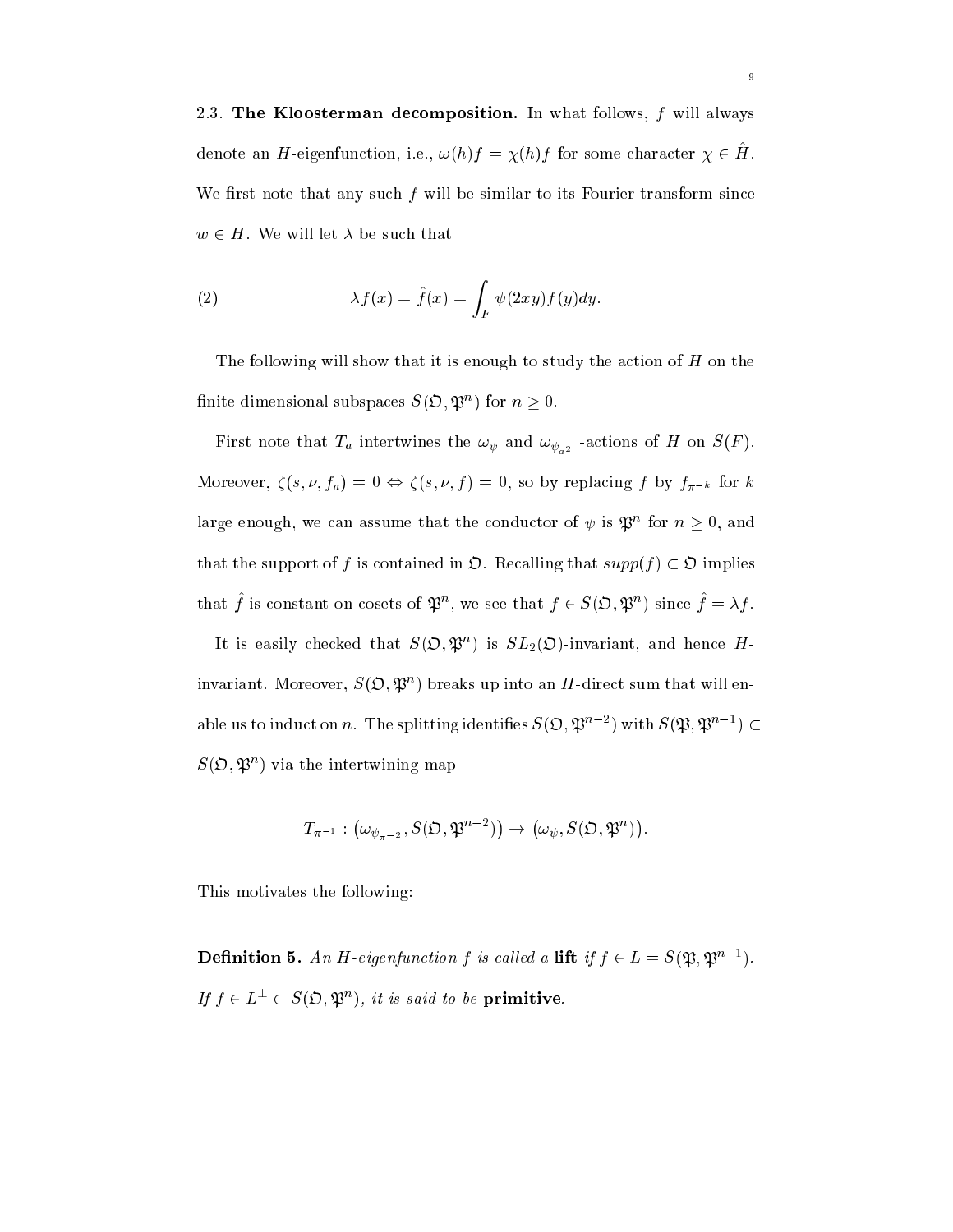2.3. **The Kloosterman decomposition.** In what follows, $f$ will always denote an $H$-eigenfunction, i.e., $\omega(h)f = \chi(h)f$ for some character $\chi \in \hat{H}$. We first note that any such $f$ will be similar to its Fourier transform since $w \in H$. We will let $\lambda$ be such that

$$\lambda f(x) = \hat{f}(x) = \int_F \psi(2xy)f(y)dy. \tag{2}$$

The following will show that it is enough to study the action of $H$ on the finite dimensional subspaces $S(\mathfrak{O}, \mathfrak{P}^n)$ for $n \geq 0$.

First note that $T_a$ intertwines the $\omega_\psi$ and $\omega_{\psi_{a^2}}$ -actions of $H$ on $S(F)$. Moreover, $\zeta(s, \nu, f_a) = 0 \Leftrightarrow \zeta(s, \nu, f) = 0$, so by replacing $f$ by $f_{\pi^{-k}}$ for $k$ large enough, we can assume that the conductor of $\psi$ is $\mathfrak{P}^n$ for $n \geq 0$, and that the support of $f$ is contained in $\mathfrak{O}$. Recalling that $supp(f) \subset \mathfrak{O}$ implies that $\hat{f}$ is constant on cosets of $\mathfrak{P}^n$, we see that $f \in S(\mathfrak{O}, \mathfrak{P}^n)$ since $\hat{f} = \lambda f$.

It is easily checked that $S(\mathfrak{O}, \mathfrak{P}^n)$ is $SL_2(\mathfrak{O})$-invariant, and hence $H$-invariant. Moreover, $S(\mathfrak{O}, \mathfrak{P}^n)$ breaks up into an $H$-direct sum that will enable us to induct on $n$. The splitting identifies $S(\mathfrak{O}, \mathfrak{P}^{n-2})$ with $S(\mathfrak{P}, \mathfrak{P}^{n-1}) \subset S(\mathfrak{O}, \mathfrak{P}^n)$ via the intertwining map

$$T_{\pi^{-1}} : \left(\omega_{\psi_{\pi^{-2}}}, S(\mathfrak{O}, \mathfrak{P}^{n-2})\right) \to \left(\omega_\psi, S(\mathfrak{O}, \mathfrak{P}^n)\right).$$

This motivates the following:

**Definition 5.** *An $H$-eigenfunction $f$ is called a* **lift** *if $f \in L = S(\mathfrak{P}, \mathfrak{P}^{n-1})$. If $f \in L^\perp \subset S(\mathfrak{O}, \mathfrak{P}^n)$, it is said to be* **primitive**.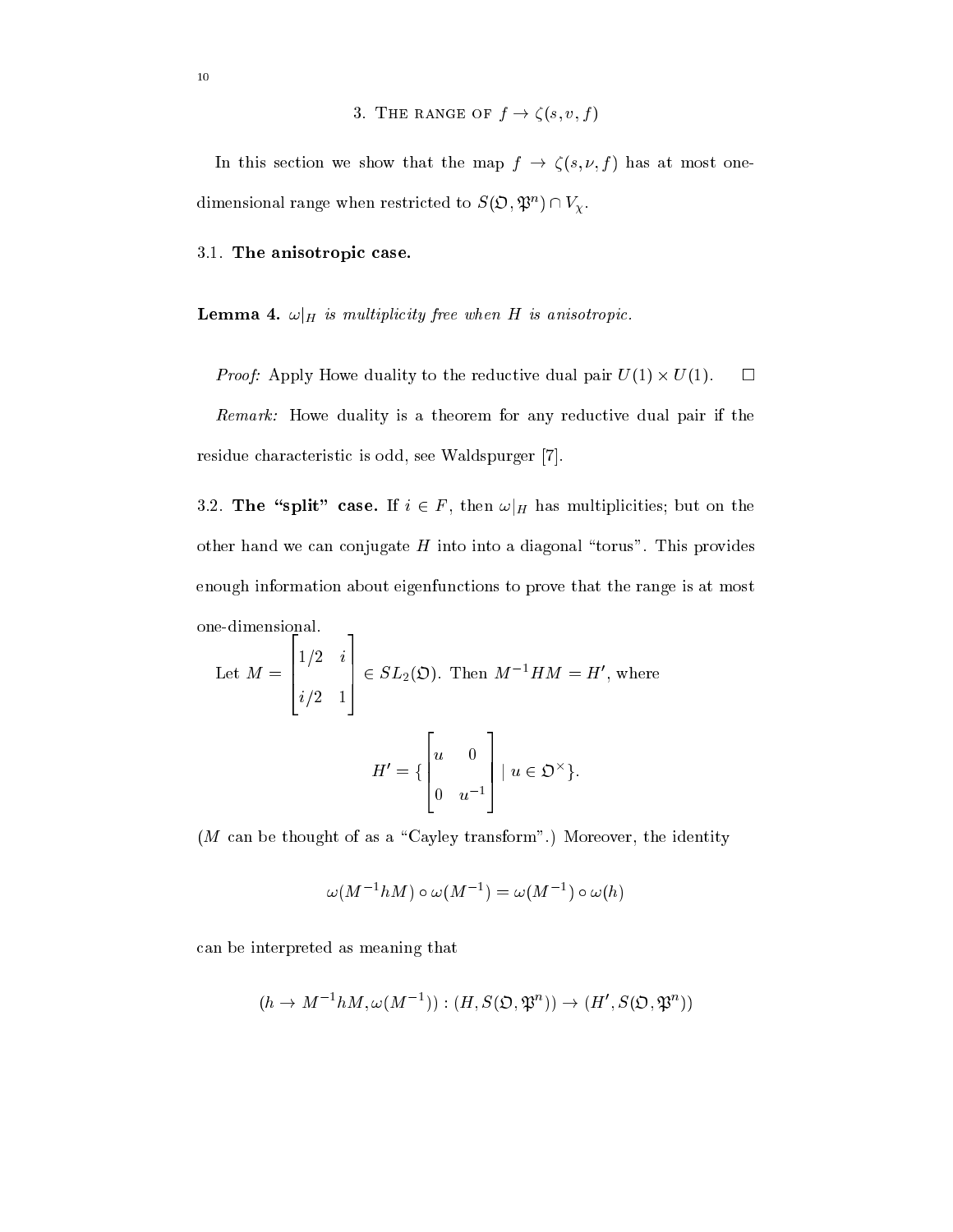## 3. The range of $f \to \zeta(s, v, f)$

In this section we show that the map $f \to \zeta(s, \nu, f)$ has at most one-dimensional range when restricted to $S(\mathfrak{O}, \mathfrak{P}^n) \cap V_\chi$.

### 3.1. The anisotropic case.

**Lemma 4.** *$\omega|_H$ is multiplicity free when $H$ is anisotropic.*

*Proof:* Apply Howe duality to the reductive dual pair $U(1) \times U(1)$. $\square$

*Remark:* Howe duality is a theorem for any reductive dual pair if the residue characteristic is odd, see Waldspurger [7].

### 3.2. The "split" case.

If $i \in F$, then $\omega|_H$ has multiplicities; but on the other hand we can conjugate $H$ into into a diagonal "torus". This provides enough information about eigenfunctions to prove that the range is at most one-dimensional.

Let $M = \begin{bmatrix} 1/2 & i \\ i/2 & 1 \end{bmatrix} \in SL_2(\mathfrak{O})$. Then $M^{-1}HM = H'$, where

$$H' = \{ \begin{bmatrix} u & 0 \\ 0 & u^{-1} \end{bmatrix} \mid u \in \mathfrak{O}^\times \}.$$

($M$ can be thought of as a "Cayley transform".) Moreover, the identity

$$\omega(M^{-1}hM) \circ \omega(M^{-1}) = \omega(M^{-1}) \circ \omega(h)$$

can be interpreted as meaning that

$$(h \to M^{-1}hM, \omega(M^{-1})) : (H, S(\mathfrak{O}, \mathfrak{P}^n)) \to (H', S(\mathfrak{O}, \mathfrak{P}^n))$$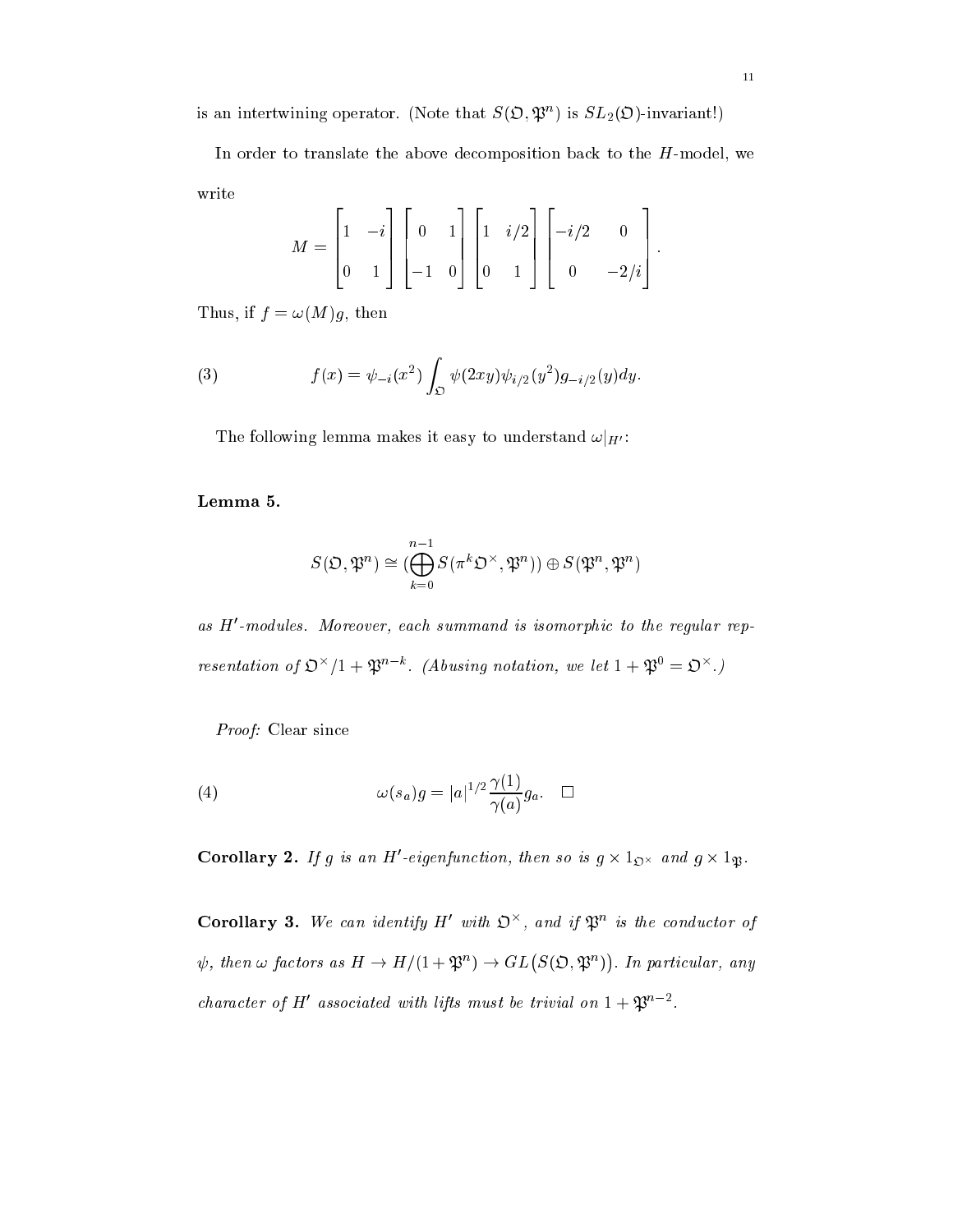is an intertwining operator. (Note that $S(\mathfrak{O},\mathfrak{P}^n)$ is $SL_2(\mathfrak{O})$-invariant!)

In order to translate the above decomposition back to the $H$-model, we write

$$M = \begin{bmatrix} 1 & -i \\ 0 & 1 \end{bmatrix} \begin{bmatrix} 0 & 1 \\ -1 & 0 \end{bmatrix} \begin{bmatrix} 1 & i/2 \\ 0 & 1 \end{bmatrix} \begin{bmatrix} -i/2 & 0 \\ 0 & -2/i \end{bmatrix}.$$

Thus, if $f = \omega(M)g$, then

$$f(x) = \psi_{-i}(x^2) \int_{\mathfrak{O}} \psi(2xy)\psi_{i/2}(y^2) g_{-i/2}(y)dy. \tag{3}$$

The following lemma makes it easy to understand $\omega|_{H'}$:

**Lemma 5.**

$$S(\mathfrak{O},\mathfrak{P}^n) \cong (\bigoplus_{k=0}^{n-1} S(\pi^k\mathfrak{O}^\times,\mathfrak{P}^n)) \oplus S(\mathfrak{P}^n,\mathfrak{P}^n)$$

*as $H'$-modules. Moreover, each summand is isomorphic to the regular representation of $\mathfrak{O}^\times/1+\mathfrak{P}^{n-k}$. (Abusing notation, we let $1+\mathfrak{P}^0 = \mathfrak{O}^\times$.)*

*Proof:* Clear since

$$\omega(s_a)g = |a|^{1/2}\frac{\gamma(1)}{\gamma(a)}g_a. \quad \square \tag{4}$$

**Corollary 2.** *If $g$ is an $H'$-eigenfunction, then so is $g \times 1_{\mathfrak{O}^\times}$ and $g \times 1_{\mathfrak{P}}$.*

**Corollary 3.** *We can identify $H'$ with $\mathfrak{O}^\times$, and if $\mathfrak{P}^n$ is the conductor of $\psi$, then $\omega$ factors as $H \to H/(1+\mathfrak{P}^n) \to GL\big(S(\mathfrak{O},\mathfrak{P}^n)\big)$. In particular, any character of $H'$ associated with lifts must be trivial on $1+\mathfrak{P}^{n-2}$.*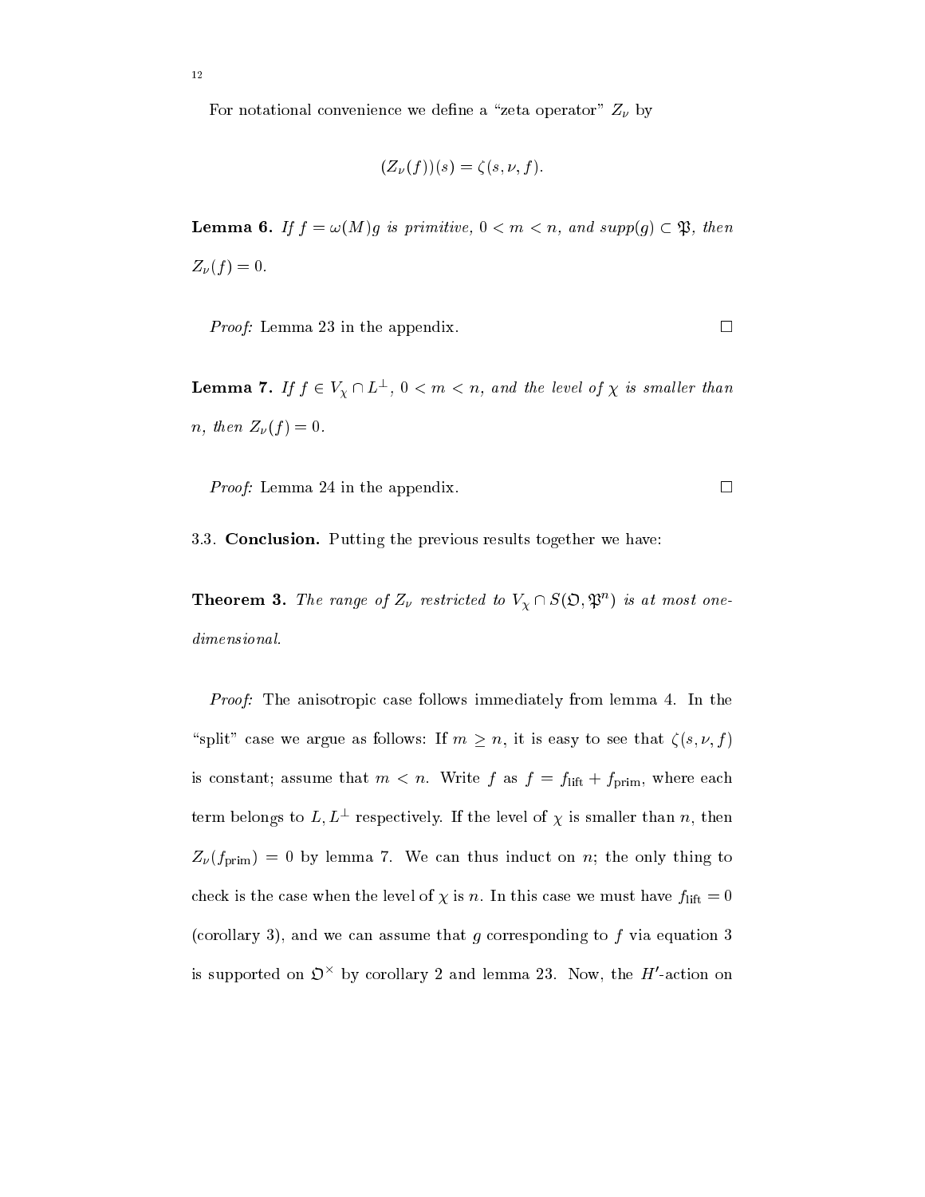For notational convenience we define a "zeta operator" $Z_\nu$ by

$$(Z_\nu(f))(s) = \zeta(s, \nu, f).$$

**Lemma 6.** *If $f = \omega(M)g$ is primitive, $0 < m < n$, and $supp(g) \subset \mathfrak{P}$, then $Z_\nu(f) = 0$.*

*Proof:* Lemma 23 in the appendix. $\square$

**Lemma 7.** *If $f \in V_\chi \cap L^\perp$, $0 < m < n$, and the level of $\chi$ is smaller than $n$, then $Z_\nu(f) = 0$.*

*Proof:* Lemma 24 in the appendix. $\square$

3.3. **Conclusion.** Putting the previous results together we have:

**Theorem 3.** *The range of $Z_\nu$ restricted to $V_\chi \cap S(\mathfrak{O}, \mathfrak{P}^n)$ is at most one-dimensional.*

*Proof:* The anisotropic case follows immediately from lemma 4. In the "split" case we argue as follows: If $m \geq n$, it is easy to see that $\zeta(s, \nu, f)$ is constant; assume that $m < n$. Write $f$ as $f = f_{\text{lift}} + f_{\text{prim}}$, where each term belongs to $L, L^\perp$ respectively. If the level of $\chi$ is smaller than $n$, then $Z_\nu(f_{\text{prim}}) = 0$ by lemma 7. We can thus induct on $n$; the only thing to check is the case when the level of $\chi$ is $n$. In this case we must have $f_{\text{lift}} = 0$ (corollary 3), and we can assume that $g$ corresponding to $f$ via equation 3 is supported on $\mathfrak{O}^\times$ by corollary 2 and lemma 23. Now, the $H'$-action on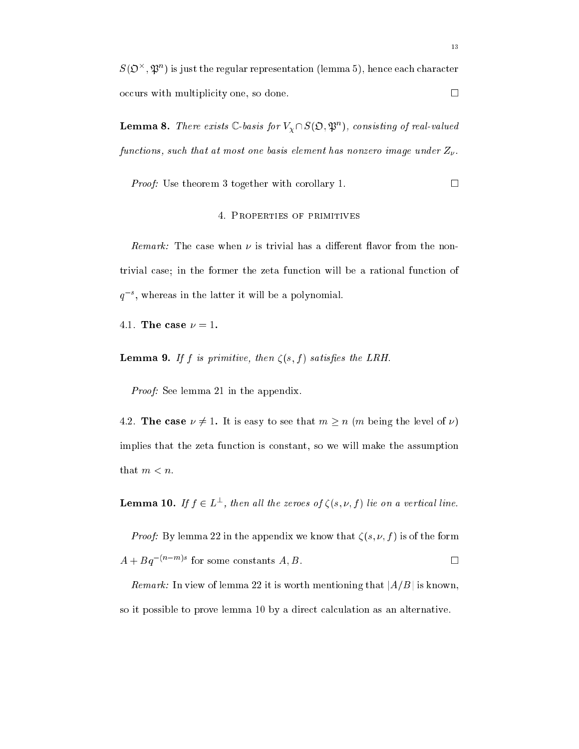$S(\mathfrak{O}^\times, \mathfrak{P}^n)$ is just the regular representation (lemma 5), hence each character occurs with multiplicity one, so done. □

**Lemma 8.** *There exists $\mathbb{C}$-basis for $V_\chi \cap S(\mathfrak{O}, \mathfrak{P}^n)$, consisting of real-valued functions, such that at most one basis element has nonzero image under $Z_\nu$.*

*Proof:* Use theorem 3 together with corollary 1. □

## 4. Properties of primitives

*Remark:* The case when $\nu$ is trivial has a different flavor from the nontrivial case; in the former the zeta function will be a rational function of $q^{-s}$, whereas in the latter it will be a polynomial.

### 4.1. The case $\nu = 1$.

**Lemma 9.** *If $f$ is primitive, then $\zeta(s, f)$ satisfies the LRH.*

*Proof:* See lemma 21 in the appendix.

### 4.2. The case $\nu \neq 1$.

It is easy to see that $m \geq n$ ($m$ being the level of $\nu$) implies that the zeta function is constant, so we will make the assumption that $m < n$.

**Lemma 10.** *If $f \in L^\perp$, then all the zeroes of $\zeta(s, \nu, f)$ lie on a vertical line.*

*Proof:* By lemma 22 in the appendix we know that $\zeta(s, \nu, f)$ is of the form $A + Bq^{-(n-m)s}$ for some constants $A, B$. □

*Remark:* In view of lemma 22 it is worth mentioning that $|A/B|$ is known, so it possible to prove lemma 10 by a direct calculation as an alternative.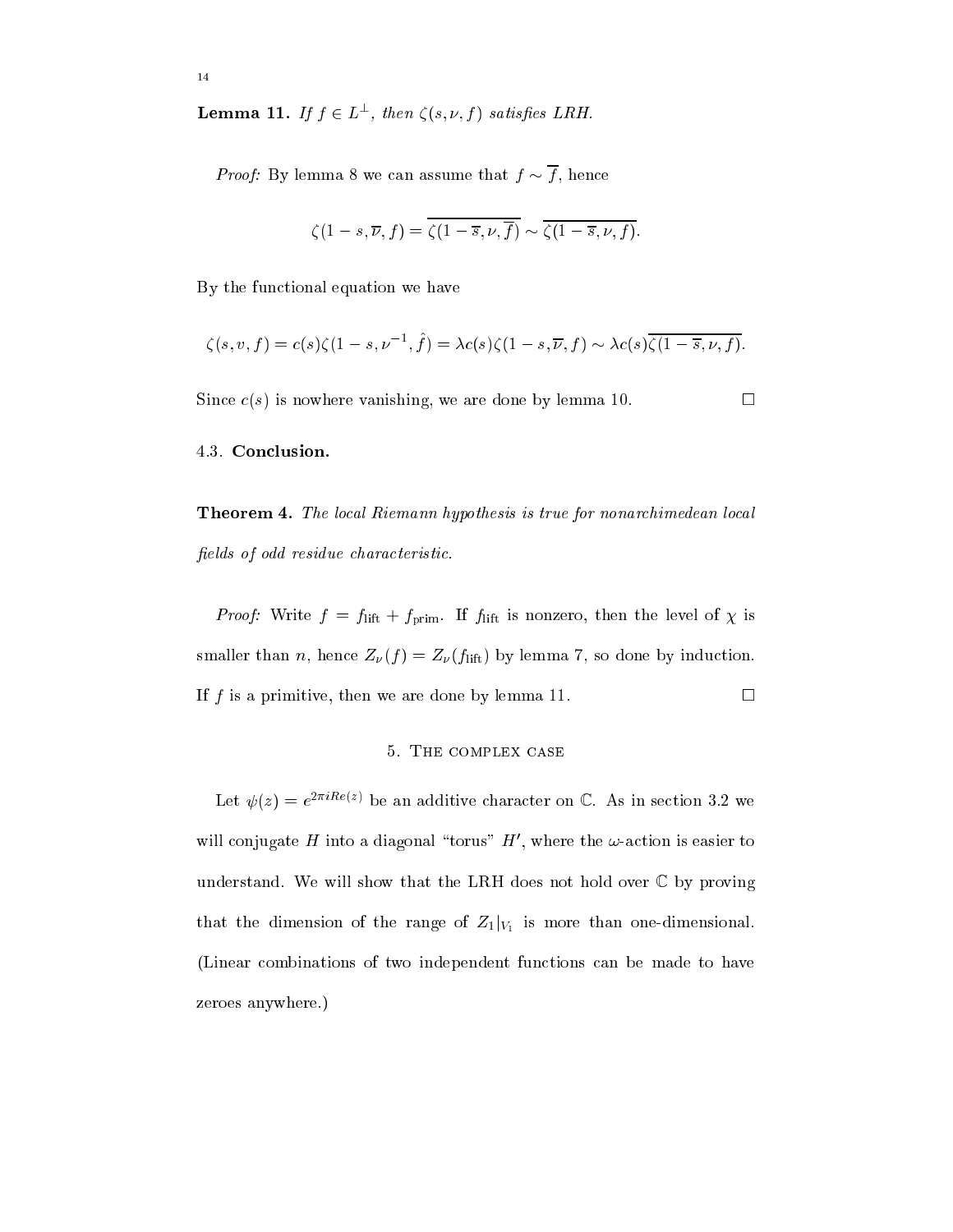**Lemma 11.** *If $f \in L^{\perp}$, then $\zeta(s, \nu, f)$ satisfies LRH.*

*Proof:* By lemma 8 we can assume that $f \sim \overline{f}$, hence

$$\zeta(1-s, \overline{\nu}, f) = \overline{\zeta(1-\overline{s}, \nu, \overline{f})} \sim \overline{\zeta(1-\overline{s}, \nu, f)}.$$

By the functional equation we have

$$\zeta(s, v, f) = c(s)\zeta(1-s, \nu^{-1}, \hat{f}) = \lambda c(s)\zeta(1-s, \overline{\nu}, f) \sim \lambda c(s)\overline{\zeta(1-\overline{s}, \nu, f)}.$$

Since $c(s)$ is nowhere vanishing, we are done by lemma 10. $\square$

### 4.3. Conclusion.

**Theorem 4.** *The local Riemann hypothesis is true for nonarchimedean local fields of odd residue characteristic.*

*Proof:* Write $f = f_{\text{lift}} + f_{\text{prim}}$. If $f_{\text{lift}}$ is nonzero, then the level of $\chi$ is smaller than $n$, hence $Z_\nu(f) = Z_\nu(f_{\text{lift}})$ by lemma 7, so done by induction. If $f$ is a primitive, then we are done by lemma 11. $\square$

## 5. The complex case

Let $\psi(z) = e^{2\pi i Re(z)}$ be an additive character on $\mathbb{C}$. As in section 3.2 we will conjugate $H$ into a diagonal "torus" $H'$, where the $\omega$-action is easier to understand. We will show that the LRH does not hold over $\mathbb{C}$ by proving that the dimension of the range of $Z_1|_{V_1}$ is more than one-dimensional. (Linear combinations of two independent functions can be made to have zeroes anywhere.)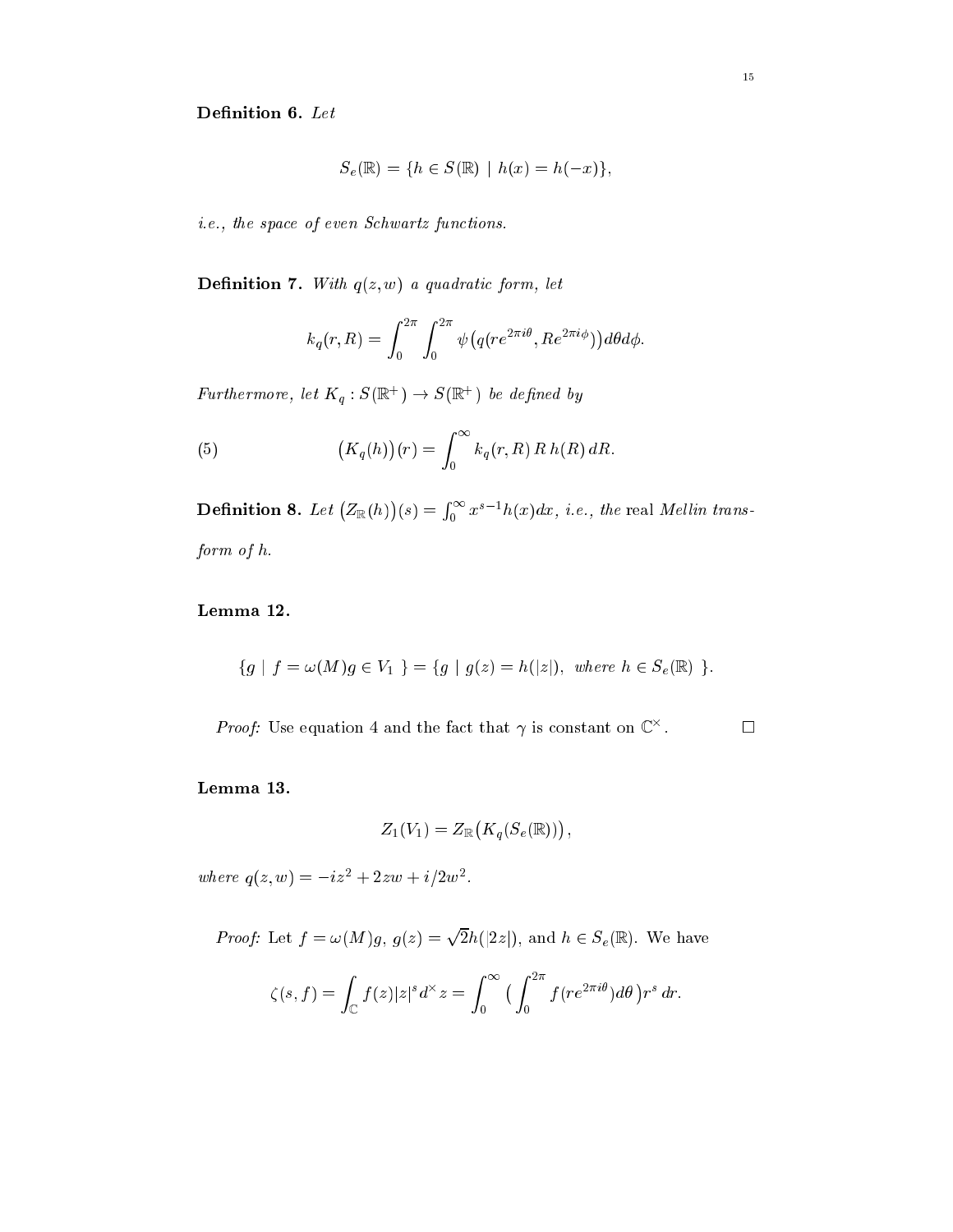**Definition 6.** *Let*

$$S_e(\mathbb{R}) = \{h \in S(\mathbb{R}) \mid h(x) = h(-x)\},$$

*i.e., the space of even Schwartz functions.*

**Definition 7.** *With $q(z,w)$ a quadratic form, let*

$$k_q(r,R) = \int_0^{2\pi}\int_0^{2\pi} \psi\big(q(re^{2\pi i\theta}, Re^{2\pi i\phi})\big)d\theta d\phi.$$

*Furthermore, let $K_q : S(\mathbb{R}^+) \to S(\mathbb{R}^+)$ be defined by*

$$\big(K_q(h)\big)(r) = \int_0^\infty k_q(r,R)\, R\, h(R)\, dR. \tag{5}$$

**Definition 8.** *Let $\big(Z_{\mathbb{R}}(h)\big)(s) = \int_0^\infty x^{s-1}h(x)dx$, i.e., the* real *Mellin transform of $h$.*

**Lemma 12.**

$$\{g \mid f = \omega(M)g \in V_1\ \} = \{g \mid g(z) = h(|z|),\ \textit{where } h \in S_e(\mathbb{R})\ \}.$$

*Proof:* Use equation 4 and the fact that $\gamma$ is constant on $\mathbb{C}^\times$. $\square$

**Lemma 13.**

$$Z_1(V_1) = Z_{\mathbb{R}}\big(K_q(S_e(\mathbb{R}))\big),$$

*where $q(z,w) = -iz^2 + 2zw + i/2w^2$.*

*Proof:* Let $f = \omega(M)g$, $g(z) = \sqrt{2}h(|2z|)$, and $h \in S_e(\mathbb{R})$. We have

$$\zeta(s,f) = \int_{\mathbb{C}} f(z)|z|^s d^\times z = \int_0^\infty \big(\int_0^{2\pi} f(re^{2\pi i\theta})d\theta\big)r^s\, dr.$$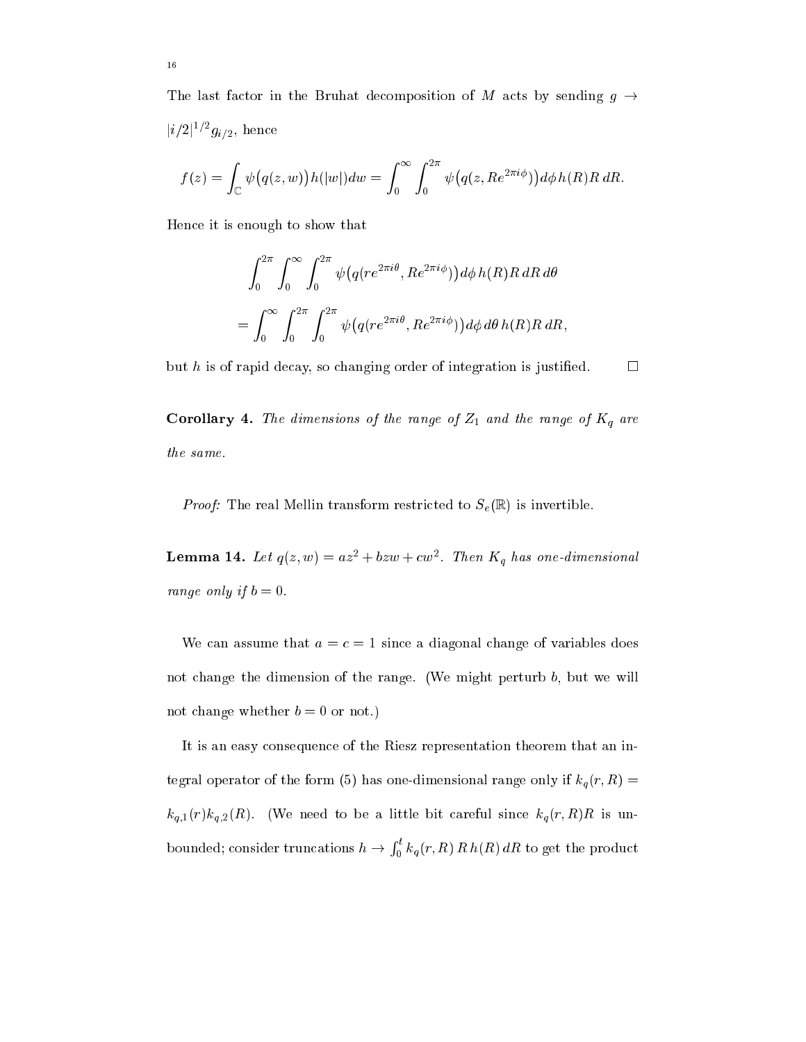The last factor in the Bruhat decomposition of $M$ acts by sending $g \to |i/2|^{1/2} g_{i/2}$, hence

$$f(z) = \int_{\mathbb{C}} \psi\big(q(z,w)\big) h(|w|) dw = \int_0^\infty \int_0^{2\pi} \psi\big(q(z, Re^{2\pi i\phi})\big) d\phi \, h(R) R \, dR.$$

Hence it is enough to show that

$$\int_0^{2\pi} \int_0^\infty \int_0^{2\pi} \psi\big(q(re^{2\pi i\theta}, Re^{2\pi i\phi})\big) d\phi \, h(R) R \, dR \, d\theta$$

$$= \int_0^\infty \int_0^{2\pi} \int_0^{2\pi} \psi\big(q(re^{2\pi i\theta}, Re^{2\pi i\phi})\big) d\phi \, d\theta \, h(R) R \, dR,$$

but $h$ is of rapid decay, so changing order of integration is justified. $\square$

**Corollary 4.** *The dimensions of the range of $Z_1$ and the range of $K_q$ are the same.*

*Proof:* The real Mellin transform restricted to $S_e(\mathbb{R})$ is invertible.

**Lemma 14.** *Let $q(z,w) = az^2 + bzw + cw^2$. Then $K_q$ has one-dimensional range only if $b = 0$.*

We can assume that $a = c = 1$ since a diagonal change of variables does not change the dimension of the range. (We might perturb $b$, but we will not change whether $b = 0$ or not.)

It is an easy consequence of the Riesz representation theorem that an integral operator of the form (5) has one-dimensional range only if $k_q(r, R) = k_{q,1}(r) k_{q,2}(R)$. (We need to be a little bit careful since $k_q(r, R)R$ is unbounded; consider truncations $h \to \int_0^t k_q(r,R) \, R \, h(R) \, dR$ to get the product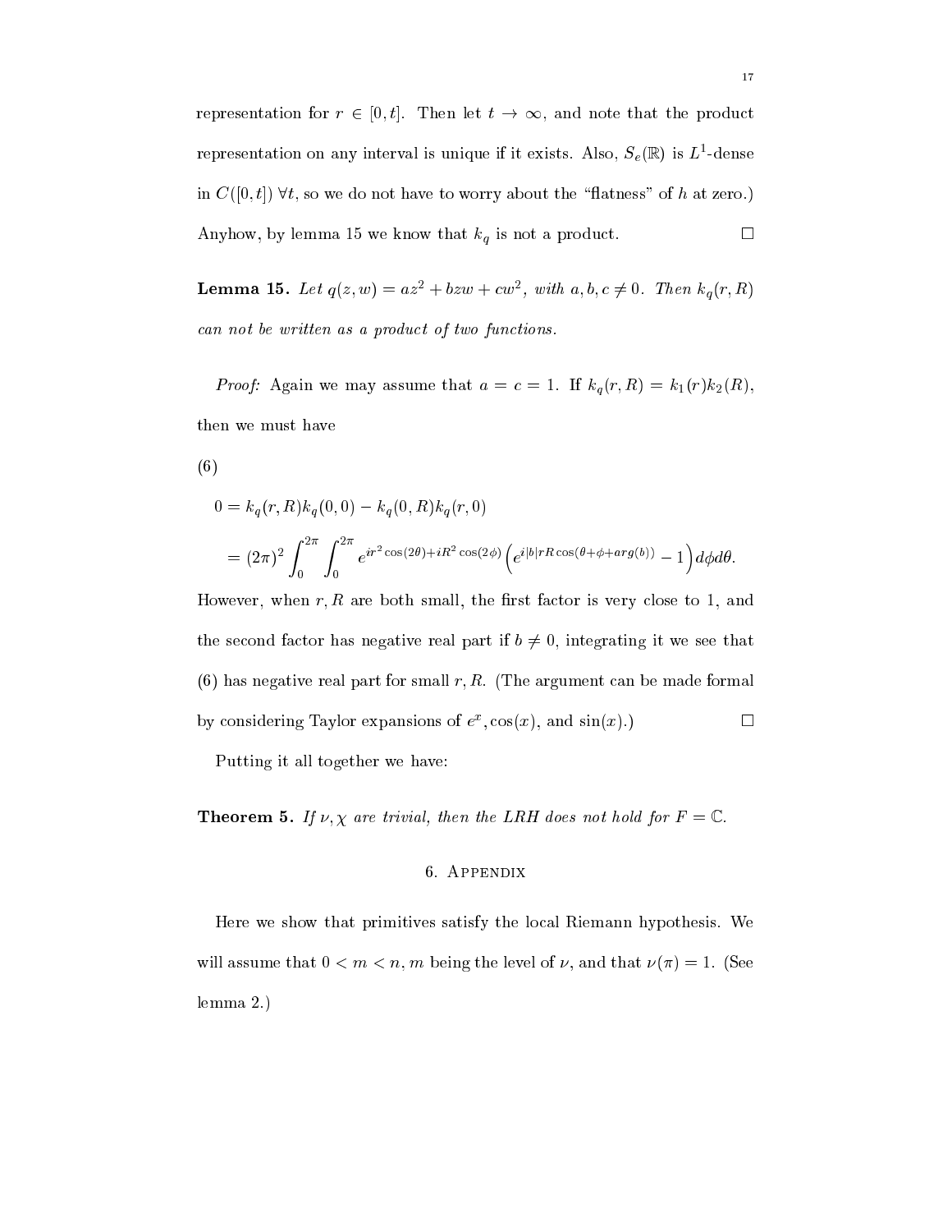representation for $r \in [0,t]$. Then let $t \to \infty$, and note that the product representation on any interval is unique if it exists. Also, $S_e(\mathbb{R})$ is $L^1$-dense in $C([0,t])$ $\forall t$, so we do not have to worry about the "flatness" of $h$ at zero.)

Anyhow, by lemma 15 we know that $k_q$ is not a product. $\square$

**Lemma 15.** *Let $q(z,w) = az^2 + bzw + cw^2$, with $a, b, c \neq 0$. Then $k_q(r,R)$ can not be written as a product of two functions.*

*Proof:* Again we may assume that $a = c = 1$. If $k_q(r,R) = k_1(r)k_2(R)$, then we must have

(6)

$$
\begin{aligned}
0 &= k_q(r,R)k_q(0,0) - k_q(0,R)k_q(r,0) \\
&= (2\pi)^2 \int_0^{2\pi} \int_0^{2\pi} e^{ir^2\cos(2\theta) + iR^2\cos(2\phi)} \left( e^{i|b|rR\cos(\theta+\phi+arg(b))} - 1 \right) d\phi d\theta.
\end{aligned}
$$

However, when $r, R$ are both small, the first factor is very close to 1, and the second factor has negative real part if $b \neq 0$, integrating it we see that (6) has negative real part for small $r, R$. (The argument can be made formal by considering Taylor expansions of $e^x, \cos(x)$, and $\sin(x)$.) $\square$

Putting it all together we have:

**Theorem 5.** *If $\nu, \chi$ are trivial, then the LRH does not hold for $F = \mathbb{C}$.*

## 6. Appendix

Here we show that primitives satisfy the local Riemann hypothesis. We will assume that $0 < m < n$, $m$ being the level of $\nu$, and that $\nu(\pi) = 1$. (See lemma 2.)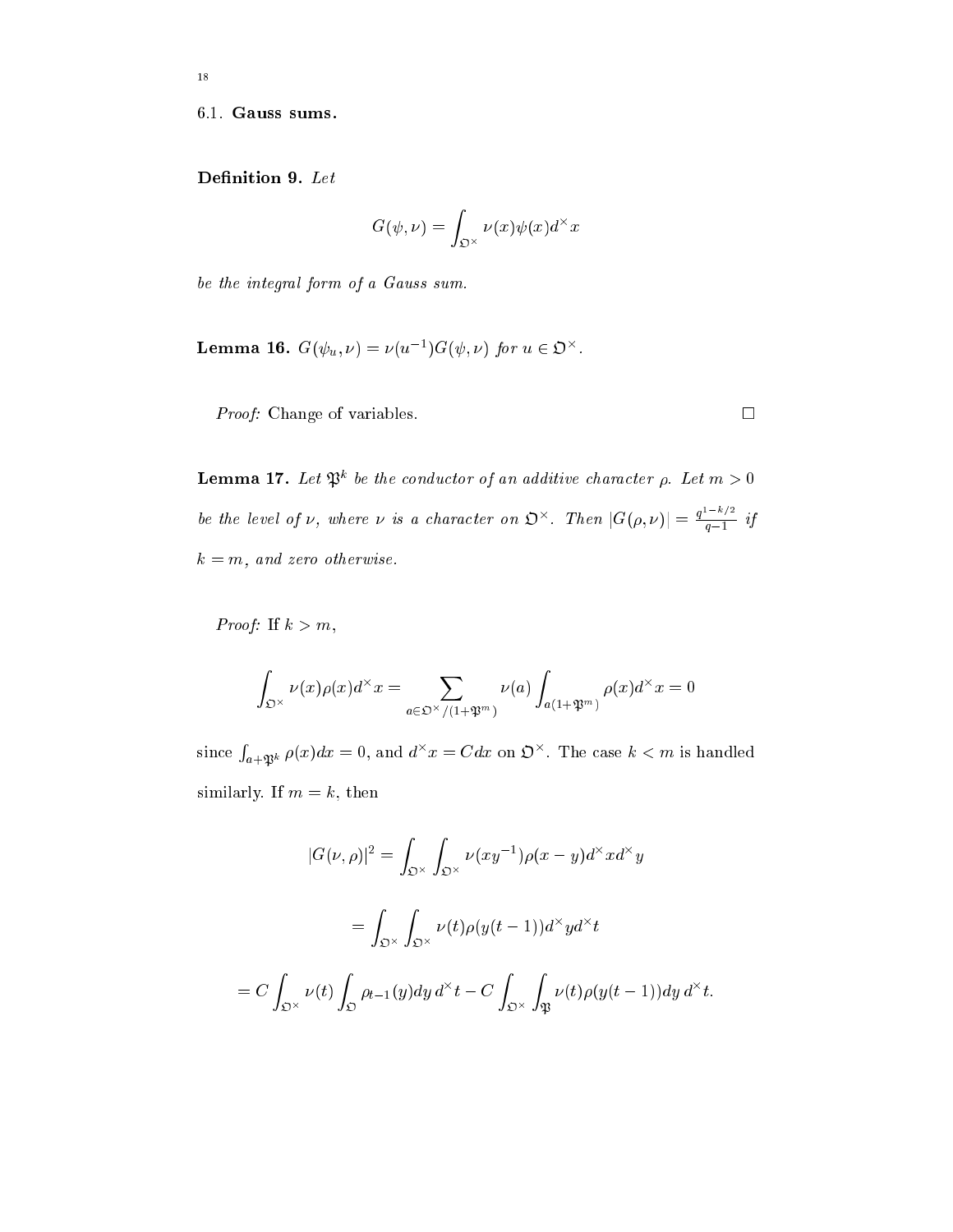### 6.1. Gauss sums.

**Definition 9.** *Let*

$$G(\psi, \nu) = \int_{\mathfrak{O}^\times} \nu(x)\psi(x)d^\times x$$

*be the integral form of a Gauss sum.*

**Lemma 16.** $G(\psi_u, \nu) = \nu(u^{-1})G(\psi, \nu)$ *for* $u \in \mathfrak{O}^\times$.

*Proof:* Change of variables. $\square$

**Lemma 17.** *Let* $\mathfrak{P}^k$ *be the conductor of an additive character* $\rho$. *Let* $m > 0$ *be the level of* $\nu$, *where* $\nu$ *is a character on* $\mathfrak{O}^\times$. *Then* $|G(\rho, \nu)| = \frac{q^{1-k/2}}{q-1}$ *if* $k = m$, *and zero otherwise.*

*Proof:* If $k > m$,

$$\int_{\mathfrak{O}^\times} \nu(x)\rho(x)d^\times x = \sum_{a \in \mathfrak{O}^\times/(1+\mathfrak{P}^m)} \nu(a) \int_{a(1+\mathfrak{P}^m)} \rho(x)d^\times x = 0$$

since $\int_{a+\mathfrak{P}^k} \rho(x)dx = 0$, and $d^\times x = Cdx$ on $\mathfrak{O}^\times$. The case $k < m$ is handled similarly. If $m = k$, then

$$|G(\nu, \rho)|^2 = \int_{\mathfrak{O}^\times} \int_{\mathfrak{O}^\times} \nu(xy^{-1})\rho(x-y)d^\times x d^\times y$$

$$= \int_{\mathfrak{O}^\times} \int_{\mathfrak{O}^\times} \nu(t)\rho(y(t-1))d^\times y d^\times t$$

$$= C\int_{\mathfrak{O}^\times} \nu(t) \int_{\mathfrak{O}} \rho_{t-1}(y)dy\, d^\times t - C\int_{\mathfrak{O}^\times} \int_{\mathfrak{P}} \nu(t)\rho(y(t-1))dy\, d^\times t.$$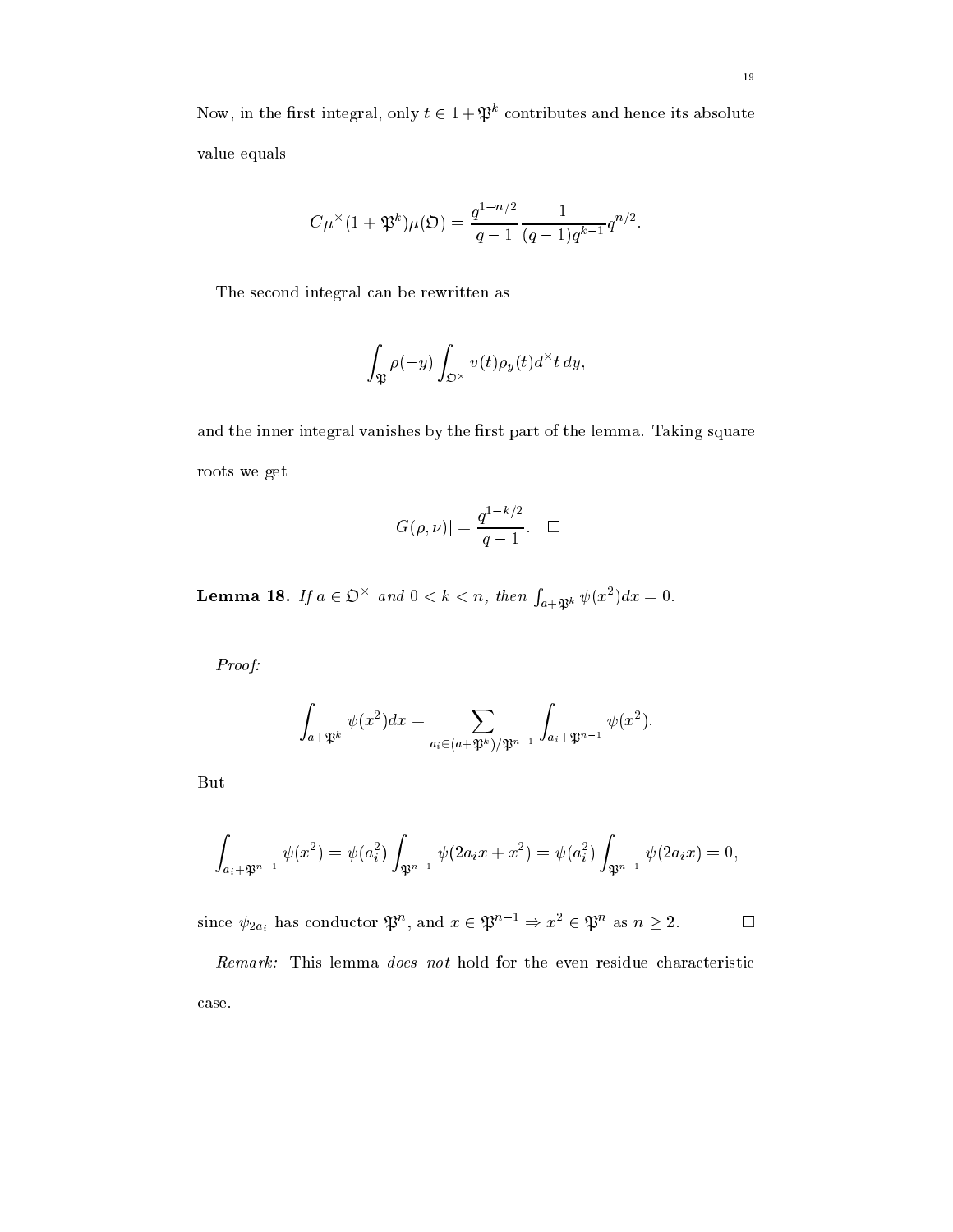Now, in the first integral, only $t \in 1 + \mathfrak{P}^k$ contributes and hence its absolute value equals

$$C\mu^\times(1 + \mathfrak{P}^k)\mu(\mathfrak{O}) = \frac{q^{1-n/2}}{q-1}\frac{1}{(q-1)q^{k-1}}q^{n/2}.$$

The second integral can be rewritten as

$$\int_{\mathfrak{P}} \rho(-y) \int_{\mathfrak{O}^\times} v(t)\rho_y(t)d^\times t \, dy,$$

and the inner integral vanishes by the first part of the lemma. Taking square roots we get

$$|G(\rho, \nu)| = \frac{q^{1-k/2}}{q-1}. \quad \square$$

**Lemma 18.** *If* $a \in \mathfrak{O}^\times$ *and* $0 < k < n$*, then* $\int_{a+\mathfrak{P}^k} \psi(x^2)dx = 0$.

*Proof:*

$$\int_{a+\mathfrak{P}^k} \psi(x^2)dx = \sum_{a_i \in (a+\mathfrak{P}^k)/\mathfrak{P}^{n-1}} \int_{a_i+\mathfrak{P}^{n-1}} \psi(x^2).$$

But

$$\int_{a_i+\mathfrak{P}^{n-1}} \psi(x^2) = \psi(a_i^2)\int_{\mathfrak{P}^{n-1}} \psi(2a_i x + x^2) = \psi(a_i^2)\int_{\mathfrak{P}^{n-1}} \psi(2a_i x) = 0,$$

since $\psi_{2a_i}$ has conductor $\mathfrak{P}^n$, and $x \in \mathfrak{P}^{n-1} \Rightarrow x^2 \in \mathfrak{P}^n$ as $n \geq 2$. $\square$

*Remark:* This lemma *does not* hold for the even residue characteristic case.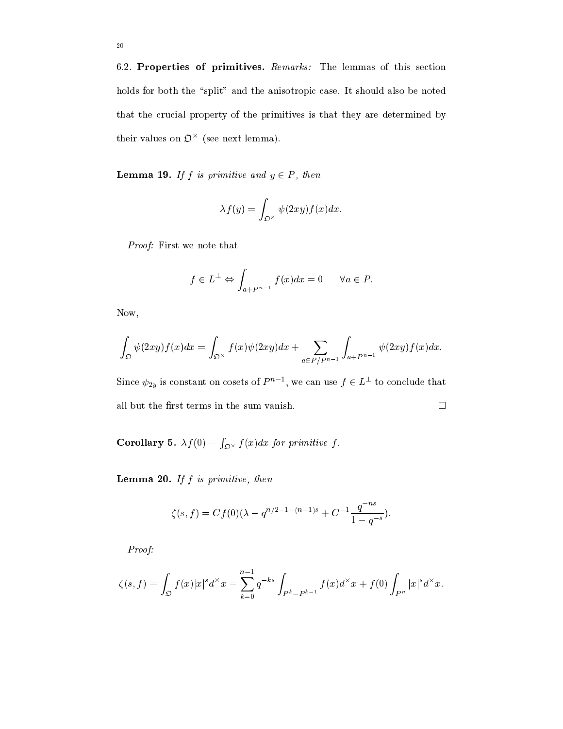6.2. **Properties of primitives.** *Remarks:* The lemmas of this section holds for both the "split" and the anisotropic case. It should also be noted that the crucial property of the primitives is that they are determined by their values on $\mathfrak{O}^\times$ (see next lemma).

**Lemma 19.** *If $f$ is primitive and $y \in P$, then*

$$\lambda f(y) = \int_{\mathfrak{O}^\times} \psi(2xy) f(x) dx.$$

*Proof:* First we note that

$$f \in L^\perp \Leftrightarrow \int_{a+P^{n-1}} f(x)dx = 0 \qquad \forall a \in P.$$

Now,

$$\int_{\mathfrak{O}} \psi(2xy) f(x) dx = \int_{\mathfrak{O}^\times} f(x)\psi(2xy)dx + \sum_{a \in P/P^{n-1}} \int_{a+P^{n-1}} \psi(2xy)f(x)dx.$$

Since $\psi_{2y}$ is constant on cosets of $P^{n-1}$, we can use $f \in L^\perp$ to conclude that all but the first terms in the sum vanish. $\square$

**Corollary 5.** $\lambda f(0) = \int_{\mathfrak{O}^\times} f(x)dx$ *for primitive $f$.*

**Lemma 20.** *If $f$ is primitive, then*

$$\zeta(s, f) = Cf(0)(\lambda - q^{n/2-1-(n-1)s} + C^{-1}\frac{q^{-ns}}{1-q^{-s}}).$$

*Proof:*

$$\zeta(s, f) = \int_{\mathfrak{O}} f(x)|x|^s d^\times x = \sum_{k=0}^{n-1} q^{-ks} \int_{P^k - P^{k-1}} f(x) d^\times x + f(0) \int_{P^n} |x|^s d^\times x.$$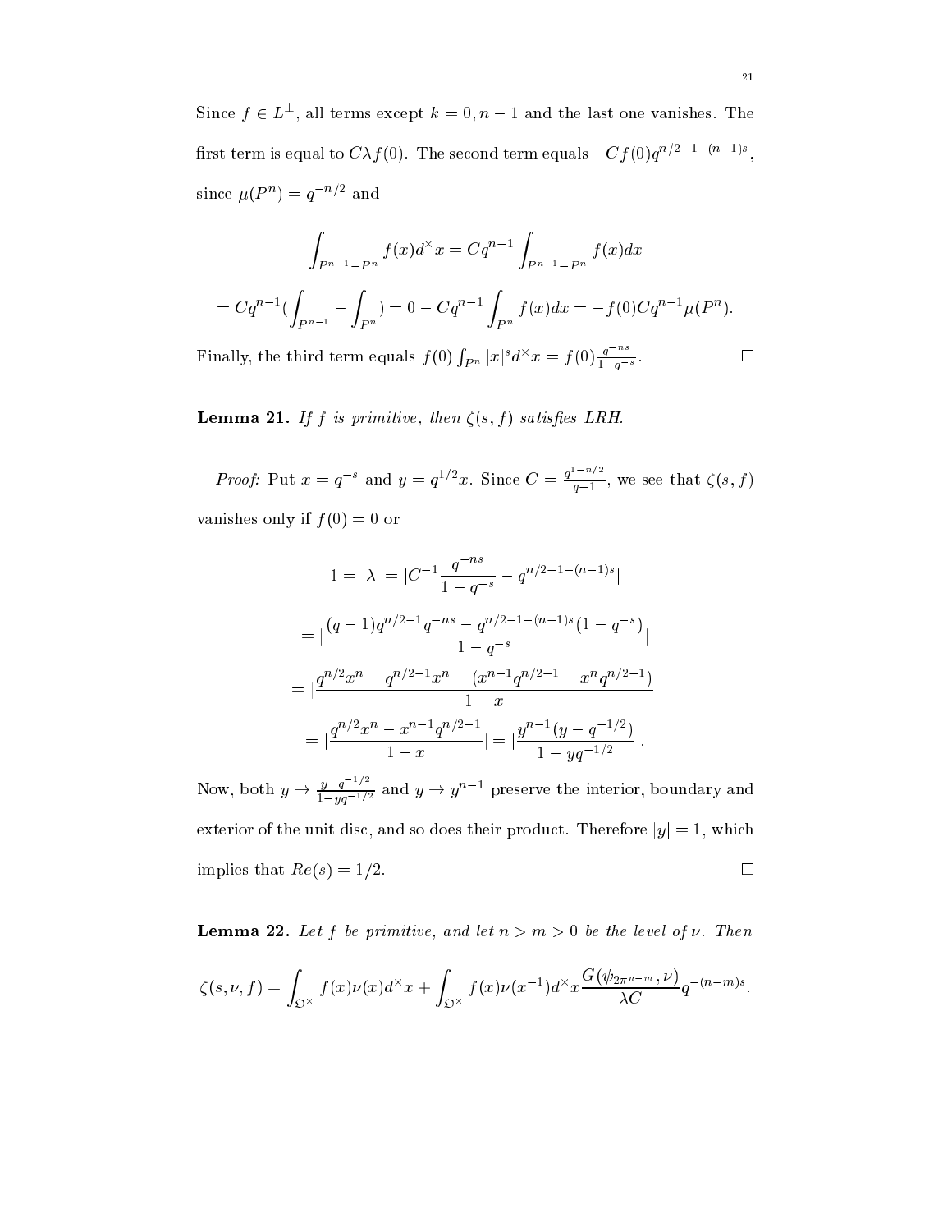Since $f \in L^{\perp}$, all terms except $k = 0, n-1$ and the last one vanishes. The first term is equal to $C\lambda f(0)$. The second term equals $-Cf(0)q^{n/2-1-(n-1)s}$, since $\mu(P^n) = q^{-n/2}$ and

$$\int_{P^{n-1}-P^n} f(x)d^{\times}x = Cq^{n-1}\int_{P^{n-1}-P^n} f(x)dx$$

$$= Cq^{n-1}(\int_{P^{n-1}} - \int_{P^n}) = 0 - Cq^{n-1}\int_{P^n} f(x)dx = -f(0)Cq^{n-1}\mu(P^n).$$

Finally, the third term equals $f(0)\int_{P^n}|x|^s d^{\times}x = f(0)\frac{q^{-ns}}{1-q^{-s}}$. $\square$

**Lemma 21.** *If $f$ is primitive, then $\zeta(s,f)$ satisfies LRH.*

*Proof:* Put $x = q^{-s}$ and $y = q^{1/2}x$. Since $C = \frac{q^{1-n/2}}{q-1}$, we see that $\zeta(s,f)$ vanishes only if $f(0) = 0$ or

$$1 = |\lambda| = |C^{-1}\frac{q^{-ns}}{1-q^{-s}} - q^{n/2-1-(n-1)s}|$$

$$= |\frac{(q-1)q^{n/2-1}q^{-ns} - q^{n/2-1-(n-1)s}(1-q^{-s})}{1-q^{-s}}|$$

$$= |\frac{q^{n/2}x^n - q^{n/2-1}x^n - (x^{n-1}q^{n/2-1} - x^n q^{n/2-1})}{1-x}|$$

$$= |\frac{q^{n/2}x^n - x^{n-1}q^{n/2-1}}{1-x}| = |\frac{y^{n-1}(y-q^{-1/2})}{1-yq^{-1/2}}|.$$

Now, both $y \to \frac{y-q^{-1/2}}{1-yq^{-1/2}}$ and $y \to y^{n-1}$ preserve the interior, boundary and exterior of the unit disc, and so does their product. Therefore $|y| = 1$, which implies that $Re(s) = 1/2$. $\square$

**Lemma 22.** *Let $f$ be primitive, and let $n > m > 0$ be the level of $\nu$. Then*

$$\zeta(s,\nu,f) = \int_{\mathfrak{O}^{\times}} f(x)\nu(x)d^{\times}x + \int_{\mathfrak{O}^{\times}} f(x)\nu(x^{-1})d^{\times}x\frac{G(\psi_{2\pi^{n-m}},\nu)}{\lambda C}q^{-(n-m)s}.$$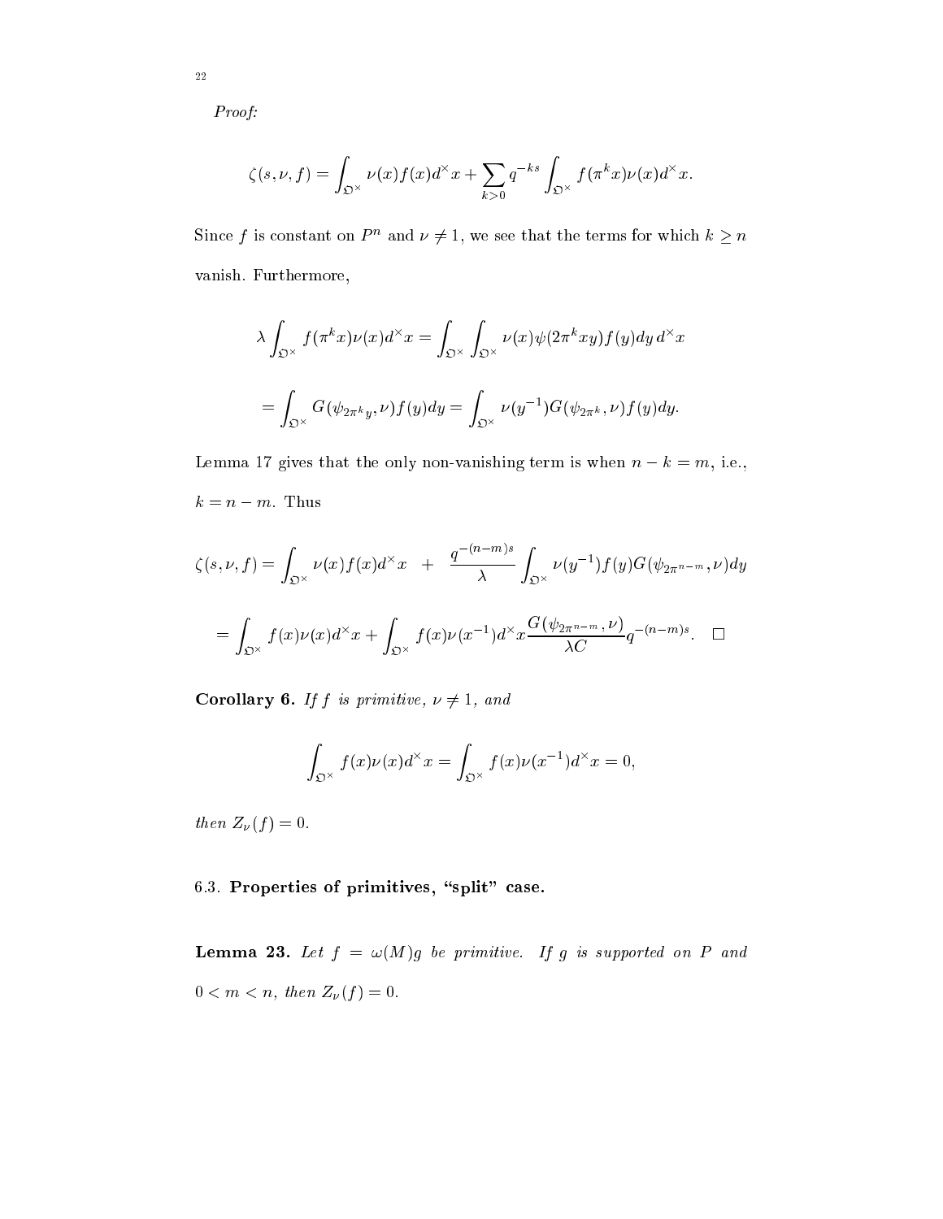*Proof:*

$$\zeta(s,\nu,f) = \int_{\mathfrak{O}^\times} \nu(x) f(x) d^\times x + \sum_{k>0} q^{-ks} \int_{\mathfrak{O}^\times} f(\pi^k x)\nu(x) d^\times x.$$

Since $f$ is constant on $P^n$ and $\nu \neq 1$, we see that the terms for which $k \geq n$ vanish. Furthermore,

$$\lambda \int_{\mathfrak{O}^\times} f(\pi^k x)\nu(x) d^\times x = \int_{\mathfrak{O}^\times} \int_{\mathfrak{O}^\times} \nu(x)\psi(2\pi^k xy) f(y) dy\, d^\times x$$

$$= \int_{\mathfrak{O}^\times} G(\psi_{2\pi^k y}, \nu) f(y) dy = \int_{\mathfrak{O}^\times} \nu(y^{-1}) G(\psi_{2\pi^k}, \nu) f(y) dy.$$

Lemma 17 gives that the only non-vanishing term is when $n-k=m$, i.e., $k = n-m$. Thus

$$\zeta(s,\nu,f) = \int_{\mathfrak{O}^\times} \nu(x) f(x) d^\times x \quad + \quad \frac{q^{-(n-m)s}}{\lambda} \int_{\mathfrak{O}^\times} \nu(y^{-1}) f(y) G(\psi_{2\pi^{n-m}}, \nu) dy$$

$$= \int_{\mathfrak{O}^\times} f(x)\nu(x) d^\times x + \int_{\mathfrak{O}^\times} f(x)\nu(x^{-1}) d^\times x \frac{G(\psi_{2\pi^{n-m}}, \nu)}{\lambda C} q^{-(n-m)s}. \quad \square$$

**Corollary 6.** *If $f$ is primitive, $\nu \neq 1$, and*

$$\int_{\mathfrak{O}^\times} f(x)\nu(x) d^\times x = \int_{\mathfrak{O}^\times} f(x)\nu(x^{-1}) d^\times x = 0,$$

*then $Z_\nu(f) = 0$.*

### 6.3. Properties of primitives, "split" case.

**Lemma 23.** *Let $f = \omega(M)g$ be primitive. If $g$ is supported on $P$ and $0 < m < n$, then $Z_\nu(f) = 0$.*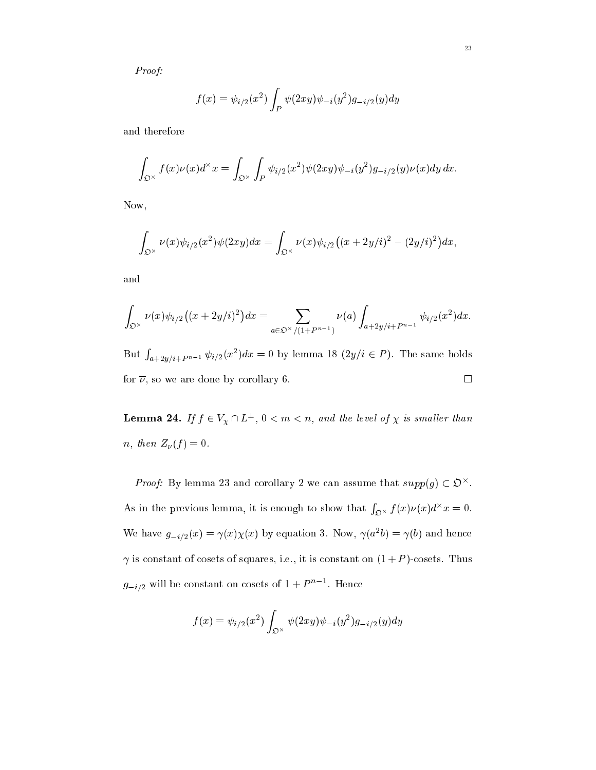*Proof:*

$$f(x) = \psi_{i/2}(x^2) \int_P \psi(2xy)\psi_{-i}(y^2) g_{-i/2}(y) dy$$

and therefore

$$\int_{\mathfrak{O}^\times} f(x)\nu(x) d^\times x = \int_{\mathfrak{O}^\times} \int_P \psi_{i/2}(x^2)\psi(2xy)\psi_{-i}(y^2) g_{-i/2}(y)\nu(x) dy\, dx.$$

Now,

$$\int_{\mathfrak{O}^\times} \nu(x)\psi_{i/2}(x^2)\psi(2xy) dx = \int_{\mathfrak{O}^\times} \nu(x)\psi_{i/2}\big((x+2y/i)^2 - (2y/i)^2\big) dx,$$

and

$$\int_{\mathfrak{O}^\times} \nu(x)\psi_{i/2}\big((x+2y/i)^2\big) dx = \sum_{a\in \mathfrak{O}^\times/(1+P^{n-1})} \nu(a) \int_{a+2y/i+P^{n-1}} \psi_{i/2}(x^2) dx.$$

But $\int_{a+2y/i+P^{n-1}} \psi_{i/2}(x^2)dx = 0$ by lemma 18 ($2y/i \in P$). The same holds for $\overline{\nu}$, so we are done by corollary 6. $\square$

**Lemma 24.** *If $f \in V_\chi \cap L^\perp$, $0 < m < n$, and the level of $\chi$ is smaller than $n$, then $Z_\nu(f) = 0$.*

*Proof:* By lemma 23 and corollary 2 we can assume that $supp(g) \subset \mathfrak{O}^\times$. As in the previous lemma, it is enough to show that $\int_{\mathfrak{O}^\times} f(x)\nu(x) d^\times x = 0$. We have $g_{-i/2}(x) = \gamma(x)\chi(x)$ by equation 3. Now, $\gamma(a^2 b) = \gamma(b)$ and hence $\gamma$ is constant of cosets of squares, i.e., it is constant on $(1+P)$-cosets. Thus $g_{-i/2}$ will be constant on cosets of $1 + P^{n-1}$. Hence

$$f(x) = \psi_{i/2}(x^2) \int_{\mathfrak{O}^\times} \psi(2xy)\psi_{-i}(y^2) g_{-i/2}(y) dy$$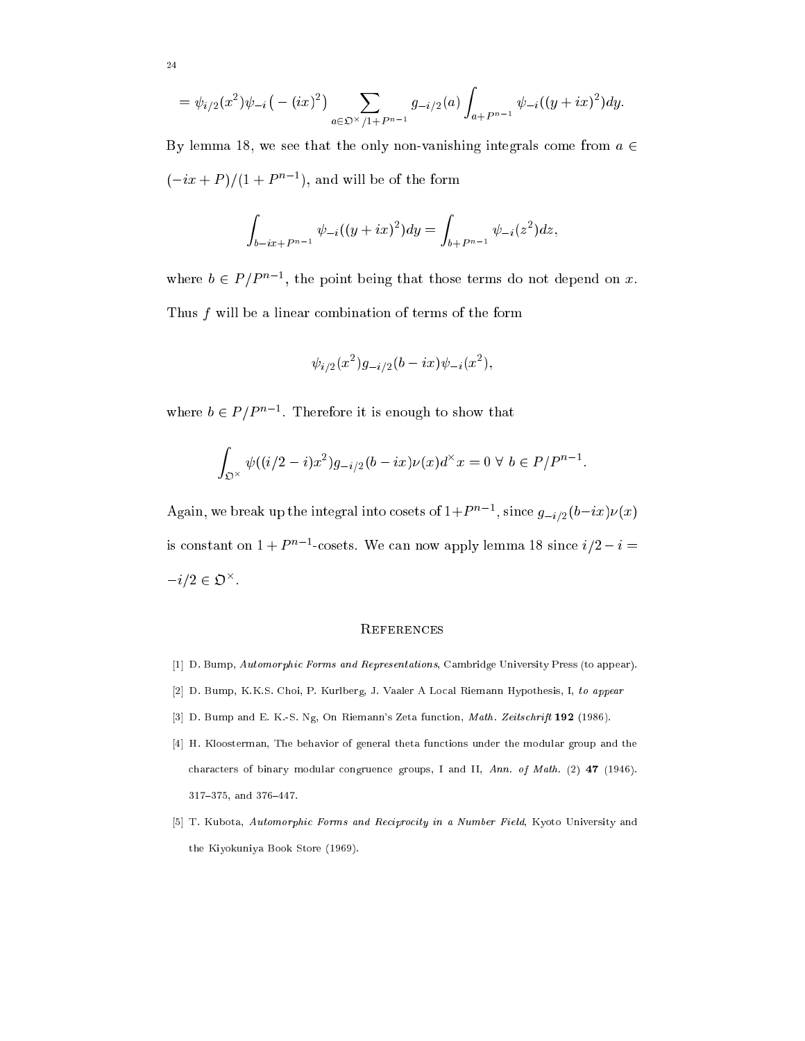$$= \psi_{i/2}(x^2)\psi_{-i}\big(-(ix)^2\big) \sum_{a \in \mathfrak{O}^\times/1+P^{n-1}} g_{-i/2}(a) \int_{a+P^{n-1}} \psi_{-i}((y+ix)^2)dy.$$

By lemma 18, we see that the only non-vanishing integrals come from $a \in (-ix+P)/(1+P^{n-1})$, and will be of the form

$$\int_{b-ix+P^{n-1}} \psi_{-i}((y+ix)^2)dy = \int_{b+P^{n-1}} \psi_{-i}(z^2)dz,$$

where $b \in P/P^{n-1}$, the point being that those terms do not depend on $x$. Thus $f$ will be a linear combination of terms of the form

$$\psi_{i/2}(x^2)g_{-i/2}(b-ix)\psi_{-i}(x^2),$$

where $b \in P/P^{n-1}$. Therefore it is enough to show that

$$\int_{\mathfrak{O}^\times} \psi((i/2-i)x^2)g_{-i/2}(b-ix)\nu(x)d^\times x = 0 \ \forall \ b \in P/P^{n-1}.$$

Again, we break up the integral into cosets of $1+P^{n-1}$, since $g_{-i/2}(b-ix)\nu(x)$ is constant on $1+P^{n-1}$-cosets. We can now apply lemma 18 since $i/2 - i = -i/2 \in \mathfrak{O}^\times$.

## References

[1] D. Bump, *Automorphic Forms and Representations*, Cambridge University Press (to appear).

[2] D. Bump, K.K.S. Choi, P. Kurlberg, J. Vaaler A Local Riemann Hypothesis, I, *to appear*

[3] D. Bump and E. K.-S. Ng, On Riemann's Zeta function, *Math. Zeitschrift* **192** (1986).

[4] H. Kloosterman, The behavior of general theta functions under the modular group and the characters of binary modular congruence groups, I and II, *Ann. of Math.* (2) **47** (1946). 317–375, and 376–447.

[5] T. Kubota, *Automorphic Forms and Reciprocity in a Number Field*, Kyoto University and the Kiyokuniya Book Store (1969).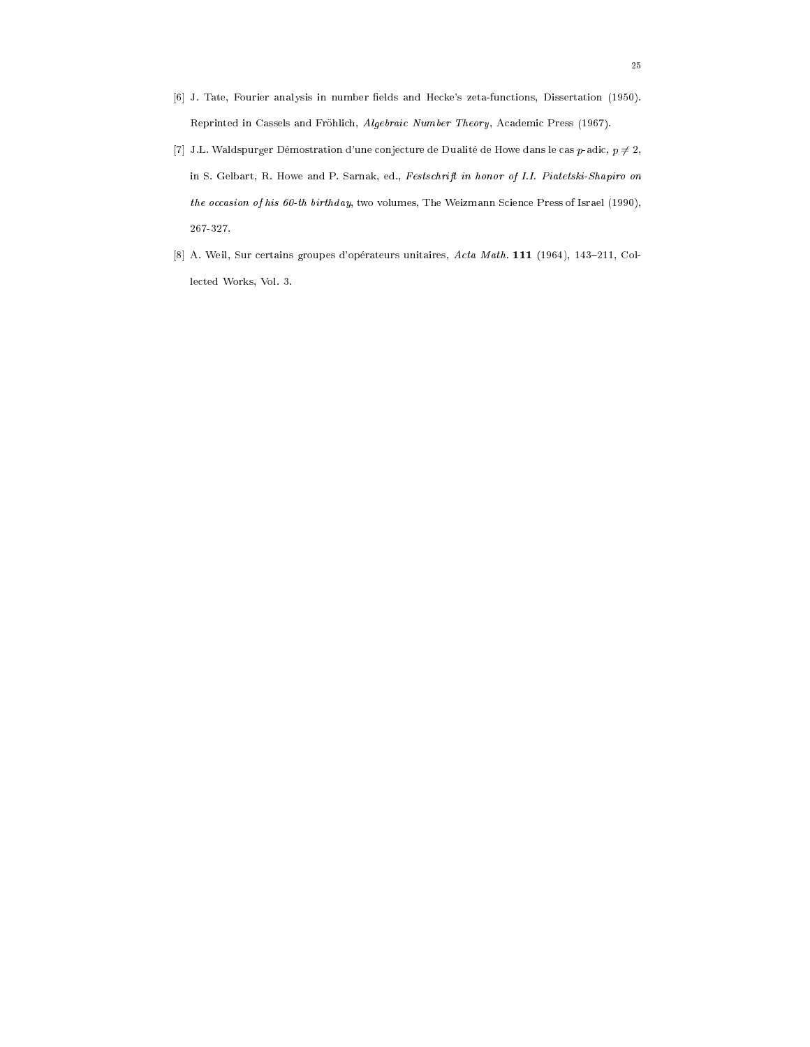[6] J. Tate, Fourier analysis in number fields and Hecke's zeta-functions, Dissertation (1950). Reprinted in Cassels and Fröhlich, *Algebraic Number Theory*, Academic Press (1967).

[7] J.L. Waldspurger Démostration d'une conjecture de Dualité de Howe dans le cas $p$-adic, $p \neq 2$, in S. Gelbart, R. Howe and P. Sarnak, ed., *Festschrift in honor of I.I. Piatetski-Shapiro on the occasion of his 60-th birthday*, two volumes, The Weizmann Science Press of Israel (1990), 267-327.

[8] A. Weil, Sur certains groupes d'opérateurs unitaires, *Acta Math.* **111** (1964), 143–211, Collected Works, Vol. 3.